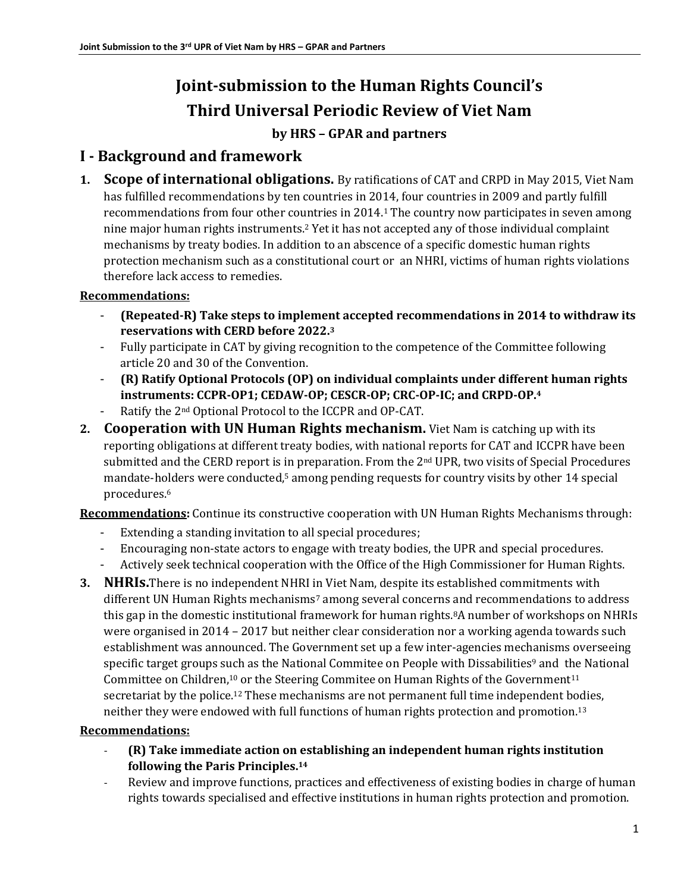# Joint-submission to the Human Rights Council's Third Universal Periodic Review of Viet Nam

### by HRS – GPAR and partners

## I - Background and framework

1. **Scope of international obligations.** By ratifications of CAT and CRPD in May 2015, Viet Nam has fulfilled recommendations by ten countries in 2014, four countries in 2009 and partly fulfill recommendations from four other countries in 2014.[1] The country now participates in seven among nine major human rights instruments.[2] Yet it has not accepted any of those individual complaint mechanisms by treaty bodies. In addition to an abscence of a specific domestic human rights protection mechanism such as a constitutional court or an NHRI, victims of human rights violations therefore lack access to remedies.

**Recommendations:**

- **(Repeated-R) Take steps to implement accepted recommendations in 2014 to withdraw its reservations with CERD before 2022.[3]**
- Fully participate in CAT by giving recognition to the competence of the Committee following article 20 and 30 of the Convention.
- **(R) Ratify Optional Protocols (OP) on individual complaints under different human rights instruments: CCPR-OP1; CEDAW-OP; CESCR-OP; CRC-OP-IC; and CRPD-OP.[4]**
- Ratify the 2nd Optional Protocol to the ICCPR and OP-CAT.

2. **Cooperation with UN Human Rights mechanism.** Viet Nam is catching up with its reporting obligations at different treaty bodies, with national reports for CAT and ICCPR have been submitted and the CERD report is in preparation. From the 2nd UPR, two visits of Special Procedures mandate-holders were conducted,[5] among pending requests for country visits by other 14 special procedures.[6]

**Recommendations:** Continue its constructive cooperation with UN Human Rights Mechanisms through:

- Extending a standing invitation to all special procedures;
- Encouraging non-state actors to engage with treaty bodies, the UPR and special procedures.
- Actively seek technical cooperation with the Office of the High Commissioner for Human Rights.

3. **NHRIs.** There is no independent NHRI in Viet Nam, despite its established commitments with different UN Human Rights mechanisms[7] among several concerns and recommendations to address this gap in the domestic institutional framework for human rights.[8] A number of workshops on NHRIs were organised in 2014 – 2017 but neither clear consideration nor a working agenda towards such establishment was announced. The Government set up a few inter-agencies mechanisms overseeing specific target groups such as the National Commitee on People with Dissabilities[9] and the National Committee on Children,[10] or the Steering Commitee on Human Rights of the Government[11] secretariat by the police.[12] These mechanisms are not permanent full time independent bodies, neither they were endowed with full functions of human rights protection and promotion.[13]

**Recommendations:**

- **(R) Take immediate action on establishing an independent human rights institution following the Paris Principles.[14]**
- Review and improve functions, practices and effectiveness of existing bodies in charge of human rights towards specialised and effective institutions in human rights protection and promotion.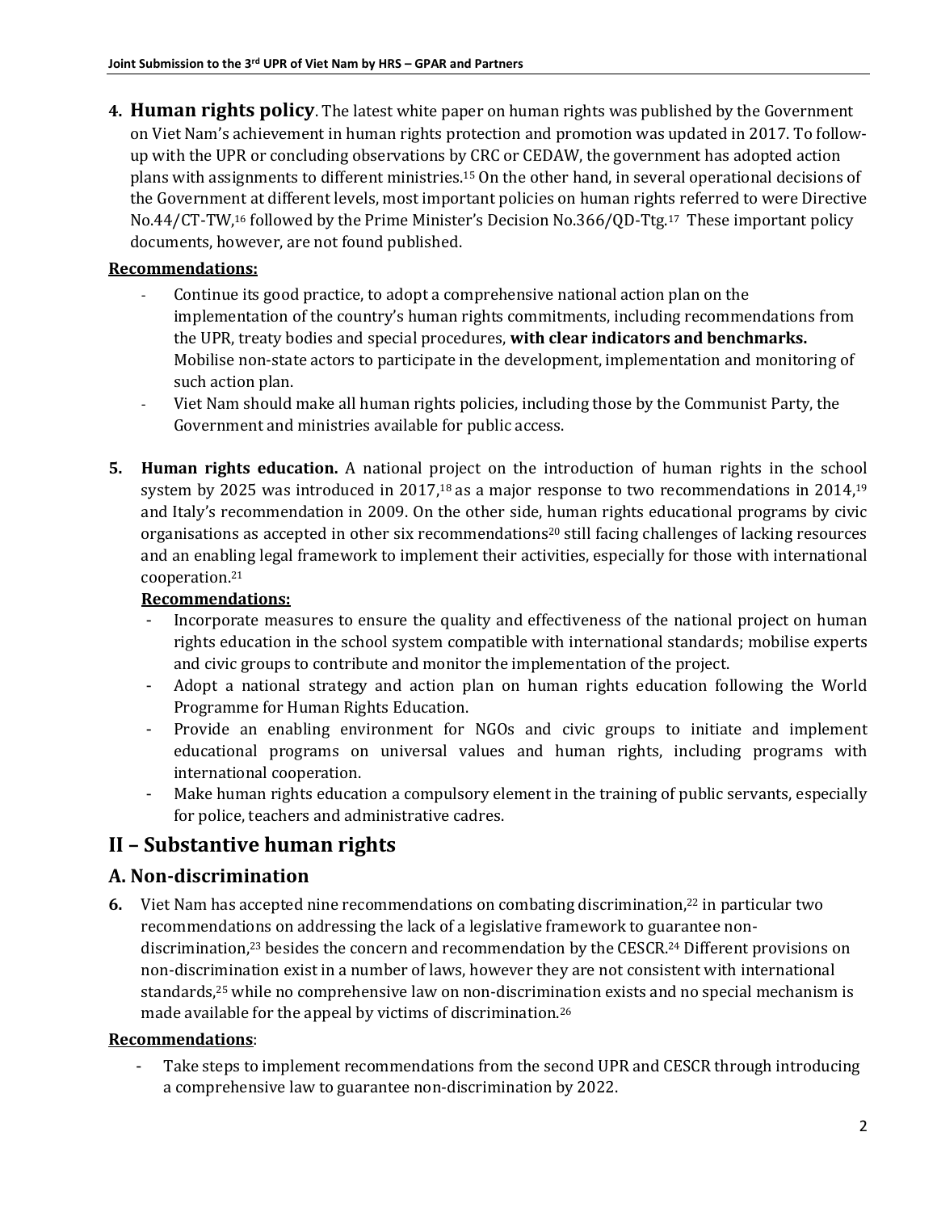**4. Human rights policy**. The latest white paper on human rights was published by the Government on Viet Nam's achievement in human rights protection and promotion was updated in 2017. To follow-up with the UPR or concluding observations by CRC or CEDAW, the government has adopted action plans with assignments to different ministries.[15] On the other hand, in several operational decisions of the Government at different levels, most important policies on human rights referred to were Directive No.44/CT-TW,[16] followed by the Prime Minister's Decision No.366/QD-Ttg.[17] These important policy documents, however, are not found published.

**Recommendations:**

- Continue its good practice, to adopt a comprehensive national action plan on the implementation of the country's human rights commitments, including recommendations from the UPR, treaty bodies and special procedures, **with clear indicators and benchmarks.** Mobilise non-state actors to participate in the development, implementation and monitoring of such action plan.
- Viet Nam should make all human rights policies, including those by the Communist Party, the Government and ministries available for public access.

**5. Human rights education.** A national project on the introduction of human rights in the school system by 2025 was introduced in 2017,[18] as a major response to two recommendations in 2014,[19] and Italy's recommendation in 2009. On the other side, human rights educational programs by civic organisations as accepted in other six recommendations[20] still facing challenges of lacking resources and an enabling legal framework to implement their activities, especially for those with international cooperation.[21]

**Recommendations:**

- Incorporate measures to ensure the quality and effectiveness of the national project on human rights education in the school system compatible with international standards; mobilise experts and civic groups to contribute and monitor the implementation of the project.
- Adopt a national strategy and action plan on human rights education following the World Programme for Human Rights Education.
- Provide an enabling environment for NGOs and civic groups to initiate and implement educational programs on universal values and human rights, including programs with international cooperation.
- Make human rights education a compulsory element in the training of public servants, especially for police, teachers and administrative cadres.

## II – Substantive human rights

## A. Non-discrimination

**6.** Viet Nam has accepted nine recommendations on combating discrimination,[22] in particular two recommendations on addressing the lack of a legislative framework to guarantee non-discrimination,[23] besides the concern and recommendation by the CESCR.[24] Different provisions on non-discrimination exist in a number of laws, however they are not consistent with international standards,[25] while no comprehensive law on non-discrimination exists and no special mechanism is made available for the appeal by victims of discrimination.[26]

**Recommendations**:

- Take steps to implement recommendations from the second UPR and CESCR through introducing a comprehensive law to guarantee non-discrimination by 2022.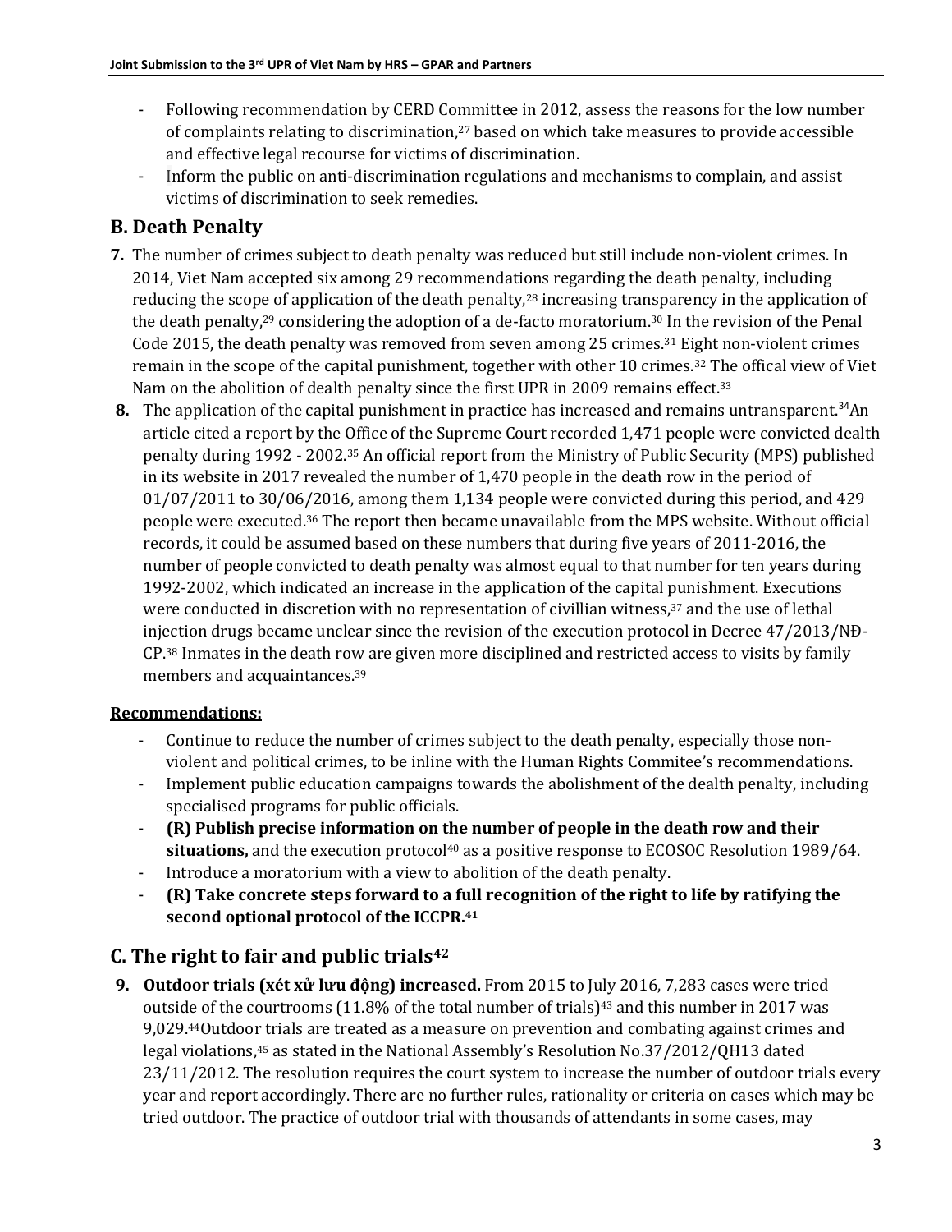- Following recommendation by CERD Committee in 2012, assess the reasons for the low number of complaints relating to discrimination,[27] based on which take measures to provide accessible and effective legal recourse for victims of discrimination.
- Inform the public on anti-discrimination regulations and mechanisms to complain, and assist victims of discrimination to seek remedies.

## B. Death Penalty

**7.** The number of crimes subject to death penalty was reduced but still include non-violent crimes. In 2014, Viet Nam accepted six among 29 recommendations regarding the death penalty, including reducing the scope of application of the death penalty,[28] increasing transparency in the application of the death penalty,[29] considering the adoption of a de-facto moratorium.[30] In the revision of the Penal Code 2015, the death penalty was removed from seven among 25 crimes.[31] Eight non-violent crimes remain in the scope of the capital punishment, together with other 10 crimes.[32] The offical view of Viet Nam on the abolition of dealth penalty since the first UPR in 2009 remains effect.[33]

**8.** The application of the capital punishment in practice has increased and remains untransparent.[34]An article cited a report by the Office of the Supreme Court recorded 1,471 people were convicted dealth penalty during 1992 - 2002.[35] An official report from the Ministry of Public Security (MPS) published in its website in 2017 revealed the number of 1,470 people in the death row in the period of 01/07/2011 to 30/06/2016, among them 1,134 people were convicted during this period, and 429 people were executed.[36] The report then became unavailable from the MPS website. Without official records, it could be assumed based on these numbers that during five years of 2011-2016, the number of people convicted to death penalty was almost equal to that number for ten years during 1992-2002, which indicated an increase in the application of the capital punishment. Executions were conducted in discretion with no representation of civillian witness,[37] and the use of lethal injection drugs became unclear since the revision of the execution protocol in Decree 47/2013/NĐ-CP.[38] Inmates in the death row are given more disciplined and restricted access to visits by family members and acquaintances.[39]

**Recommendations:**

- Continue to reduce the number of crimes subject to the death penalty, especially those non-violent and political crimes, to be inline with the Human Rights Commitee's recommendations.
- Implement public education campaigns towards the abolishment of the dealth penalty, including specialised programs for public officials.
- **(R) Publish precise information on the number of people in the death row and their situations,** and the execution protocol[40] as a positive response to ECOSOC Resolution 1989/64.
- Introduce a moratorium with a view to abolition of the death penalty.
- **(R) Take concrete steps forward to a full recognition of the right to life by ratifying the second optional protocol of the ICCPR.[41]**

## C. The right to fair and public trials[42]

**9.** **Outdoor trials (xét xử lưu động) increased.** From 2015 to July 2016, 7,283 cases were tried outside of the courtrooms (11.8% of the total number of trials)[43] and this number in 2017 was 9,029.[44]Outdoor trials are treated as a measure on prevention and combating against crimes and legal violations,[45] as stated in the National Assembly's Resolution No.37/2012/QH13 dated 23/11/2012. The resolution requires the court system to increase the number of outdoor trials every year and report accordingly. There are no further rules, rationality or criteria on cases which may be tried outdoor. The practice of outdoor trial with thousands of attendants in some cases, may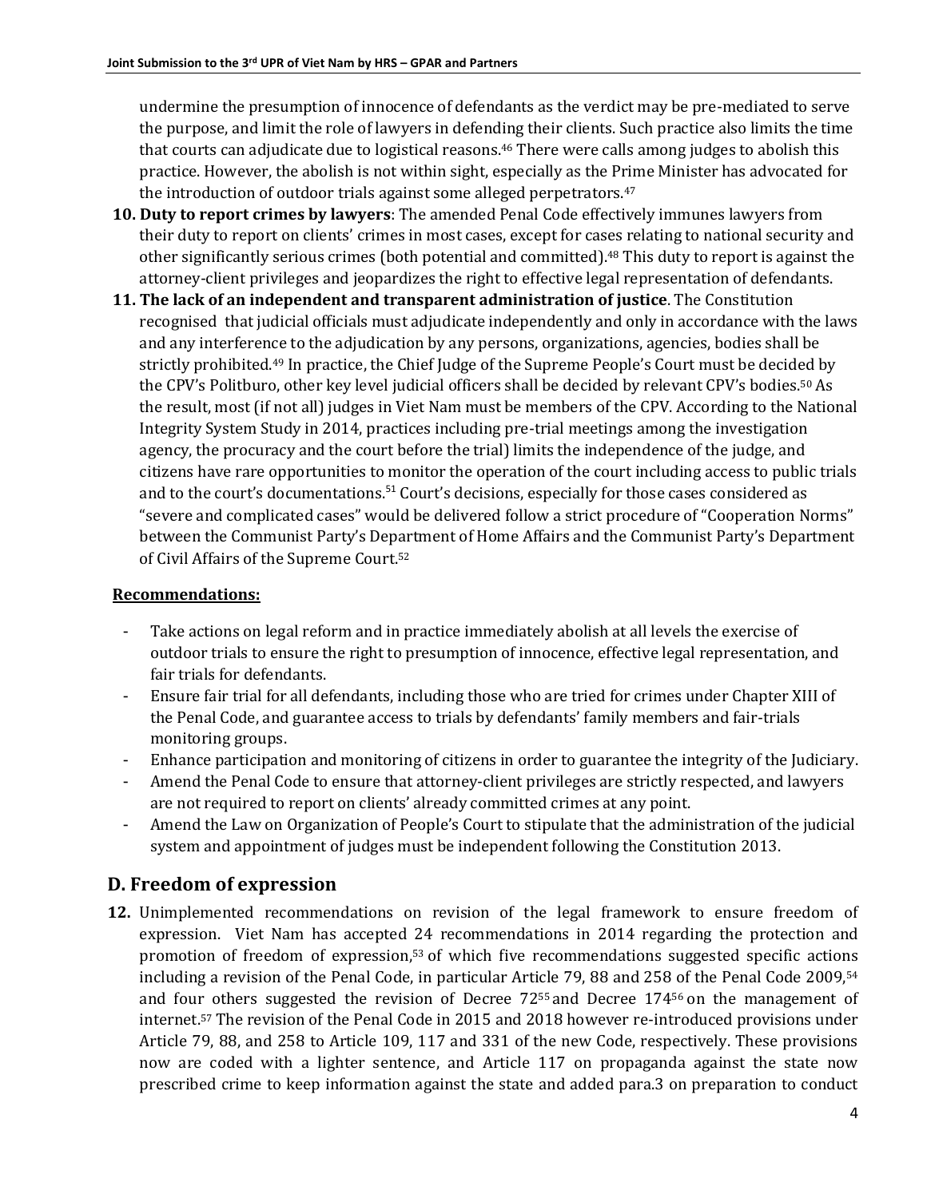undermine the presumption of innocence of defendants as the verdict may be pre-mediated to serve the purpose, and limit the role of lawyers in defending their clients. Such practice also limits the time that courts can adjudicate due to logistical reasons.[46] There were calls among judges to abolish this practice. However, the abolish is not within sight, especially as the Prime Minister has advocated for the introduction of outdoor trials against some alleged perpetrators.[47]

10. **Duty to report crimes by lawyers**: The amended Penal Code effectively immunes lawyers from their duty to report on clients' crimes in most cases, except for cases relating to national security and other significantly serious crimes (both potential and committed).[48] This duty to report is against the attorney-client privileges and jeopardizes the right to effective legal representation of defendants.
11. **The lack of an independent and transparent administration of justice**. The Constitution recognised that judicial officials must adjudicate independently and only in accordance with the laws and any interference to the adjudication by any persons, organizations, agencies, bodies shall be strictly prohibited.[49] In practice, the Chief Judge of the Supreme People's Court must be decided by the CPV's Politburo, other key level judicial officers shall be decided by relevant CPV's bodies.[50] As the result, most (if not all) judges in Viet Nam must be members of the CPV. According to the National Integrity System Study in 2014, practices including pre-trial meetings among the investigation agency, the procuracy and the court before the trial) limits the independence of the judge, and citizens have rare opportunities to monitor the operation of the court including access to public trials and to the court's documentations.[51] Court's decisions, especially for those cases considered as "severe and complicated cases" would be delivered follow a strict procedure of "Cooperation Norms" between the Communist Party's Department of Home Affairs and the Communist Party's Department of Civil Affairs of the Supreme Court.[52]

**Recommendations:**

- Take actions on legal reform and in practice immediately abolish at all levels the exercise of outdoor trials to ensure the right to presumption of innocence, effective legal representation, and fair trials for defendants.
- Ensure fair trial for all defendants, including those who are tried for crimes under Chapter XIII of the Penal Code, and guarantee access to trials by defendants' family members and fair-trials monitoring groups.
- Enhance participation and monitoring of citizens in order to guarantee the integrity of the Judiciary.
- Amend the Penal Code to ensure that attorney-client privileges are strictly respected, and lawyers are not required to report on clients' already committed crimes at any point.
- Amend the Law on Organization of People's Court to stipulate that the administration of the judicial system and appointment of judges must be independent following the Constitution 2013.

## D. Freedom of expression

12. Unimplemented recommendations on revision of the legal framework to ensure freedom of expression. Viet Nam has accepted 24 recommendations in 2014 regarding the protection and promotion of freedom of expression,[53] of which five recommendations suggested specific actions including a revision of the Penal Code, in particular Article 79, 88 and 258 of the Penal Code 2009,[54] and four others suggested the revision of Decree 72[55] and Decree 174[56] on the management of internet.[57] The revision of the Penal Code in 2015 and 2018 however re-introduced provisions under Article 79, 88, and 258 to Article 109, 117 and 331 of the new Code, respectively. These provisions now are coded with a lighter sentence, and Article 117 on propaganda against the state now prescribed crime to keep information against the state and added para.3 on preparation to conduct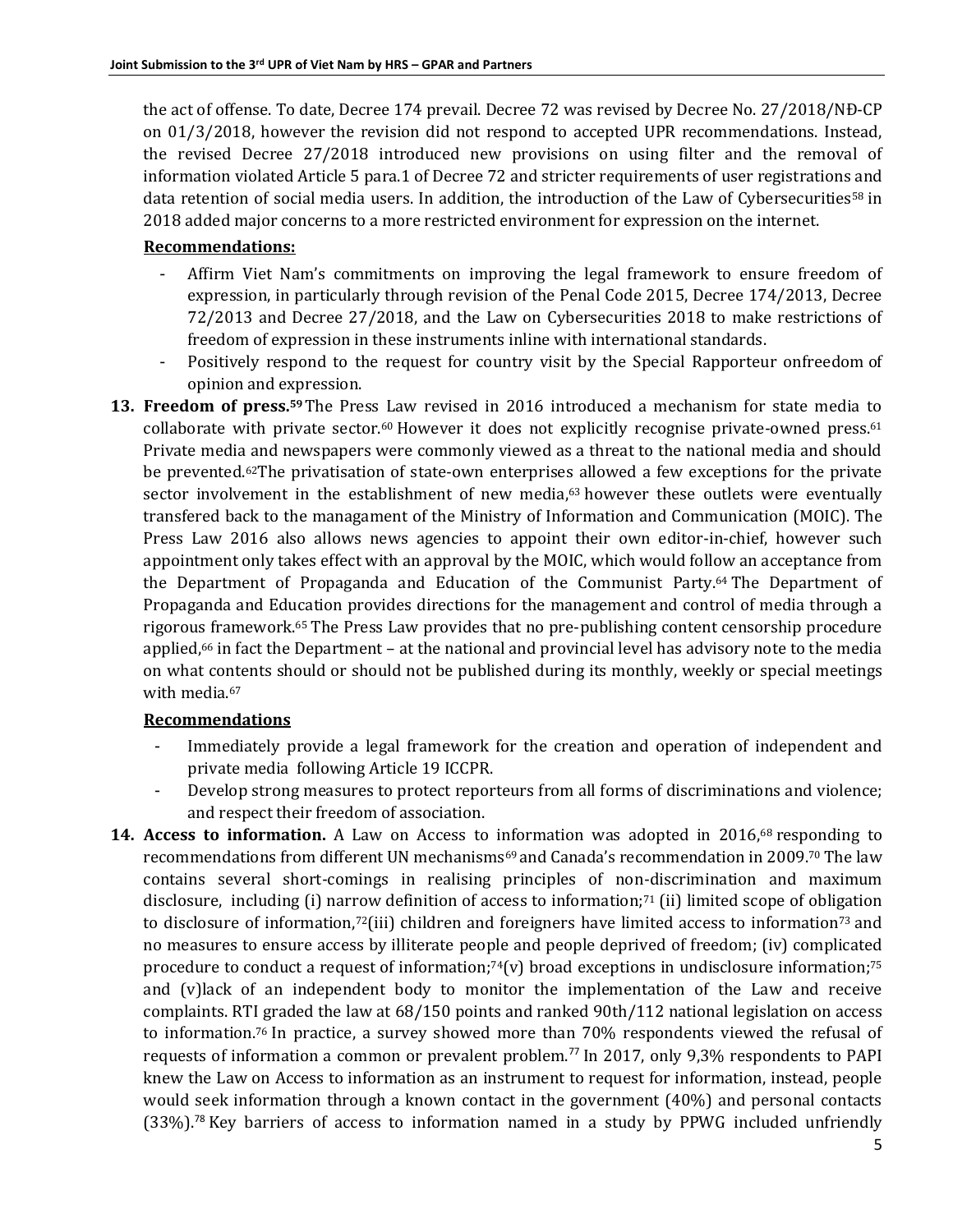the act of offense. To date, Decree 174 prevail. Decree 72 was revised by Decree No. 27/2018/NĐ-CP on 01/3/2018, however the revision did not respond to accepted UPR recommendations. Instead, the revised Decree 27/2018 introduced new provisions on using filter and the removal of information violated Article 5 para.1 of Decree 72 and stricter requirements of user registrations and data retention of social media users. In addition, the introduction of the Law of Cybersecurities[58] in 2018 added major concerns to a more restricted environment for expression on the internet.

**Recommendations:**

- Affirm Viet Nam's commitments on improving the legal framework to ensure freedom of expression, in particularly through revision of the Penal Code 2015, Decree 174/2013, Decree 72/2013 and Decree 27/2018, and the Law on Cybersecurities 2018 to make restrictions of freedom of expression in these instruments inline with international standards.
- Positively respond to the request for country visit by the Special Rapporteur onfreedom of opinion and expression.

**13. Freedom of press.**[59] The Press Law revised in 2016 introduced a mechanism for state media to collaborate with private sector.[60] However it does not explicitly recognise private-owned press.[61] Private media and newspapers were commonly viewed as a threat to the national media and should be prevented.[62] The privatisation of state-own enterprises allowed a few exceptions for the private sector involvement in the establishment of new media,[63] however these outlets were eventually transfered back to the managament of the Ministry of Information and Communication (MOIC). The Press Law 2016 also allows news agencies to appoint their own editor-in-chief, however such appointment only takes effect with an approval by the MOIC, which would follow an acceptance from the Department of Propaganda and Education of the Communist Party.[64] The Department of Propaganda and Education provides directions for the management and control of media through a rigorous framework.[65] The Press Law provides that no pre-publishing content censorship procedure applied,[66] in fact the Department – at the national and provincial level has advisory note to the media on what contents should or should not be published during its monthly, weekly or special meetings with media.[67]

**Recommendations**

- Immediately provide a legal framework for the creation and operation of independent and private media following Article 19 ICCPR.
- Develop strong measures to protect reporteurs from all forms of discriminations and violence; and respect their freedom of association.

**14. Access to information.** A Law on Access to information was adopted in 2016,[68] responding to recommendations from different UN mechanisms[69] and Canada's recommendation in 2009.[70] The law contains several short-comings in realising principles of non-discrimination and maximum disclosure, including (i) narrow definition of access to information;[71] (ii) limited scope of obligation to disclosure of information,[72] (iii) children and foreigners have limited access to information[73] and no measures to ensure access by illiterate people and people deprived of freedom; (iv) complicated procedure to conduct a request of information;[74] (v) broad exceptions in undisclosure information;[75] and (v)lack of an independent body to monitor the implementation of the Law and receive complaints. RTI graded the law at 68/150 points and ranked 90th/112 national legislation on access to information.[76] In practice, a survey showed more than 70% respondents viewed the refusal of requests of information a common or prevalent problem.[77] In 2017, only 9,3% respondents to PAPI knew the Law on Access to information as an instrument to request for information, instead, people would seek information through a known contact in the government (40%) and personal contacts (33%).[78] Key barriers of access to information named in a study by PPWG included unfriendly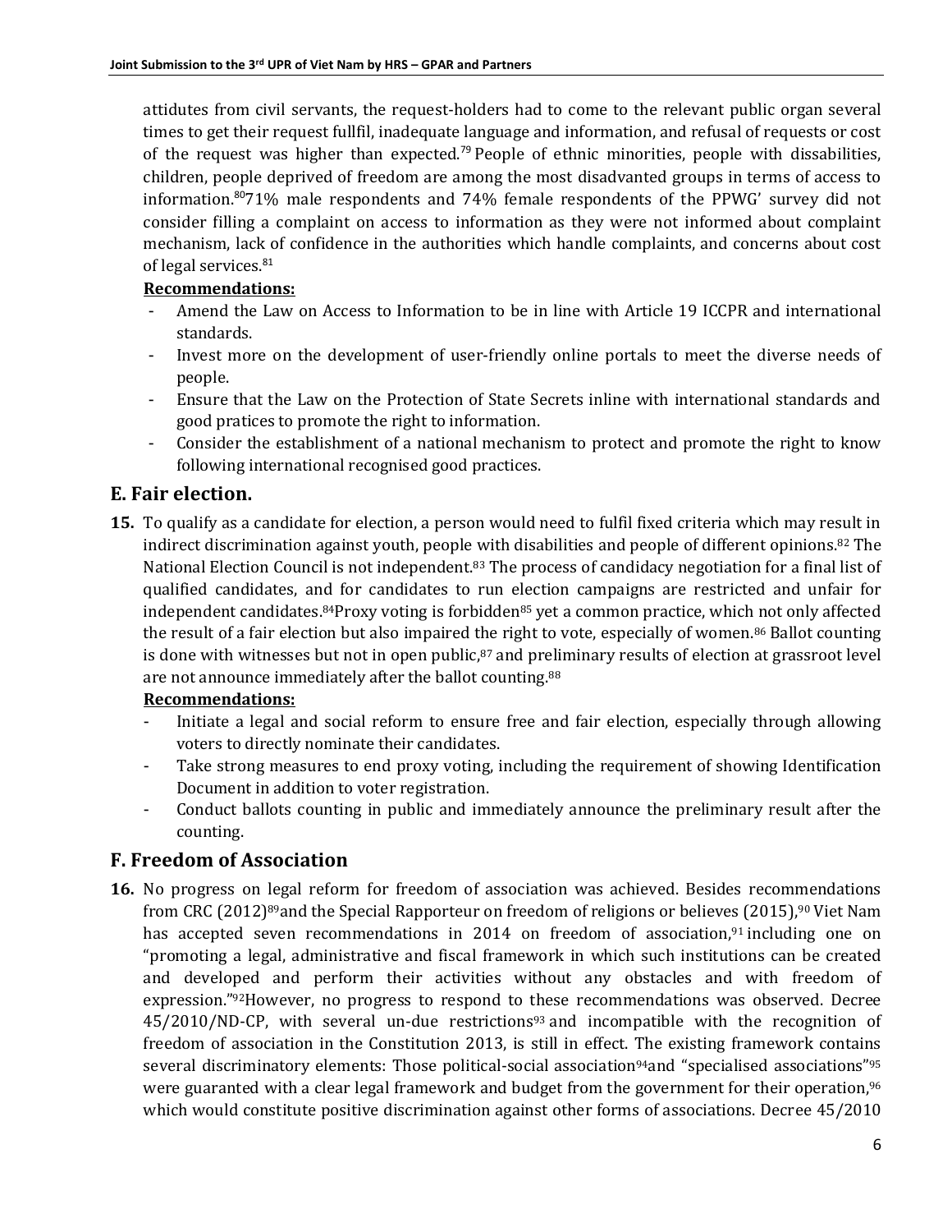attitudes from civil servants, the request-holders had to come to the relevant public organ several times to get their request fullfil, inadequate language and information, and refusal of requests or cost of the request was higher than expected.[79] People of ethnic minorities, people with dissabilities, children, people deprived of freedom are among the most disadvanted groups in terms of access to information.[80]71% male respondents and 74% female respondents of the PPWG' survey did not consider filling a complaint on access to information as they were not informed about complaint mechanism, lack of confidence in the authorities which handle complaints, and concerns about cost of legal services.[81]

**Recommendations:**

- Amend the Law on Access to Information to be in line with Article 19 ICCPR and international standards.
- Invest more on the development of user-friendly online portals to meet the diverse needs of people.
- Ensure that the Law on the Protection of State Secrets inline with international standards and good pratices to promote the right to information.
- Consider the establishment of a national mechanism to protect and promote the right to know following international recognised good practices.

## E. Fair election.

**15.** To qualify as a candidate for election, a person would need to fulfil fixed criteria which may result in indirect discrimination against youth, people with disabilities and people of different opinions.[82] The National Election Council is not independent.[83] The process of candidacy negotiation for a final list of qualified candidates, and for candidates to run election campaigns are restricted and unfair for independent candidates.[84]Proxy voting is forbidden[85] yet a common practice, which not only affected the result of a fair election but also impaired the right to vote, especially of women.[86] Ballot counting is done with witnesses but not in open public,[87] and preliminary results of election at grassroot level are not announce immediately after the ballot counting.[88]

**Recommendations:**

- Initiate a legal and social reform to ensure free and fair election, especially through allowing voters to directly nominate their candidates.
- Take strong measures to end proxy voting, including the requirement of showing Identification Document in addition to voter registration.
- Conduct ballots counting in public and immediately announce the preliminary result after the counting.

## F. Freedom of Association

**16.** No progress on legal reform for freedom of association was achieved. Besides recommendations from CRC (2012)[89]and the Special Rapporteur on freedom of religions or believes (2015),[90] Viet Nam has accepted seven recommendations in 2014 on freedom of association,[91] including one on "promoting a legal, administrative and fiscal framework in which such institutions can be created and developed and perform their activities without any obstacles and with freedom of expression."[92]However, no progress to respond to these recommendations was observed. Decree 45/2010/ND-CP, with several un-due restrictions[93] and incompatible with the recognition of freedom of association in the Constitution 2013, is still in effect. The existing framework contains several discriminatory elements: Those political-social association[94]and "specialised associations"[95] were guaranted with a clear legal framework and budget from the government for their operation,[96] which would constitute positive discrimination against other forms of associations. Decree 45/2010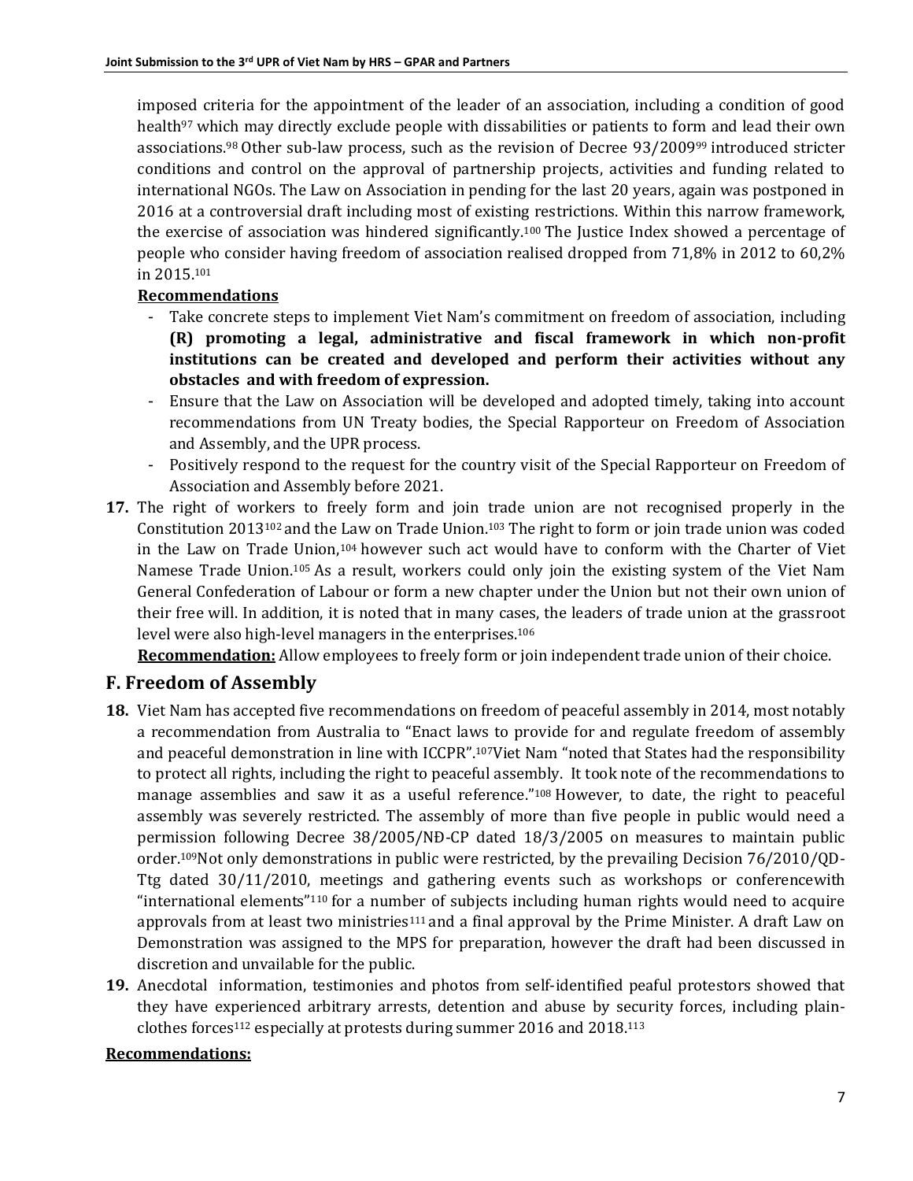imposed criteria for the appointment of the leader of an association, including a condition of good health[97] which may directly exclude people with dissabilities or patients to form and lead their own associations.[98] Other sub-law process, such as the revision of Decree 93/2009[99] introduced stricter conditions and control on the approval of partnership projects, activities and funding related to international NGOs. The Law on Association in pending for the last 20 years, again was postponed in 2016 at a controversial draft including most of existing restrictions. Within this narrow framework, the exercise of association was hindered significantly.[100] The Justice Index showed a percentage of people who consider having freedom of association realised dropped from 71,8% in 2012 to 60,2% in 2015.[101]

**Recommendations**

- Take concrete steps to implement Viet Nam's commitment on freedom of association, including **(R) promoting a legal, administrative and fiscal framework in which non-profit institutions can be created and developed and perform their activities without any obstacles and with freedom of expression.**
- Ensure that the Law on Association will be developed and adopted timely, taking into account recommendations from UN Treaty bodies, the Special Rapporteur on Freedom of Association and Assembly, and the UPR process.
- Positively respond to the request for the country visit of the Special Rapporteur on Freedom of Association and Assembly before 2021.

**17.** The right of workers to freely form and join trade union are not recognised properly in the Constitution 2013[102] and the Law on Trade Union.[103] The right to form or join trade union was coded in the Law on Trade Union,[104] however such act would have to conform with the Charter of Viet Namese Trade Union.[105] As a result, workers could only join the existing system of the Viet Nam General Confederation of Labour or form a new chapter under the Union but not their own union of their free will. In addition, it is noted that in many cases, the leaders of trade union at the grassroot level were also high-level managers in the enterprises.[106]

**Recommendation:** Allow employees to freely form or join independent trade union of their choice.

## F. Freedom of Assembly

**18.** Viet Nam has accepted five recommendations on freedom of peaceful assembly in 2014, most notably a recommendation from Australia to "Enact laws to provide for and regulate freedom of assembly and peaceful demonstration in line with ICCPR".[107] Viet Nam "noted that States had the responsibility to protect all rights, including the right to peaceful assembly. It took note of the recommendations to manage assemblies and saw it as a useful reference."[108] However, to date, the right to peaceful assembly was severely restricted. The assembly of more than five people in public would need a permission following Decree 38/2005/NĐ-CP dated 18/3/2005 on measures to maintain public order.[109] Not only demonstrations in public were restricted, by the prevailing Decision 76/2010/QD-Ttg dated 30/11/2010, meetings and gathering events such as workshops or conferencewith "international elements"[110] for a number of subjects including human rights would need to acquire approvals from at least two ministries[111] and a final approval by the Prime Minister. A draft Law on Demonstration was assigned to the MPS for preparation, however the draft had been discussed in discretion and unvailable for the public.

**19.** Anecdotal information, testimonies and photos from self-identified peaful protestors showed that they have experienced arbitrary arrests, detention and abuse by security forces, including plain-clothes forces[112] especially at protests during summer 2016 and 2018.[113]

**Recommendations:**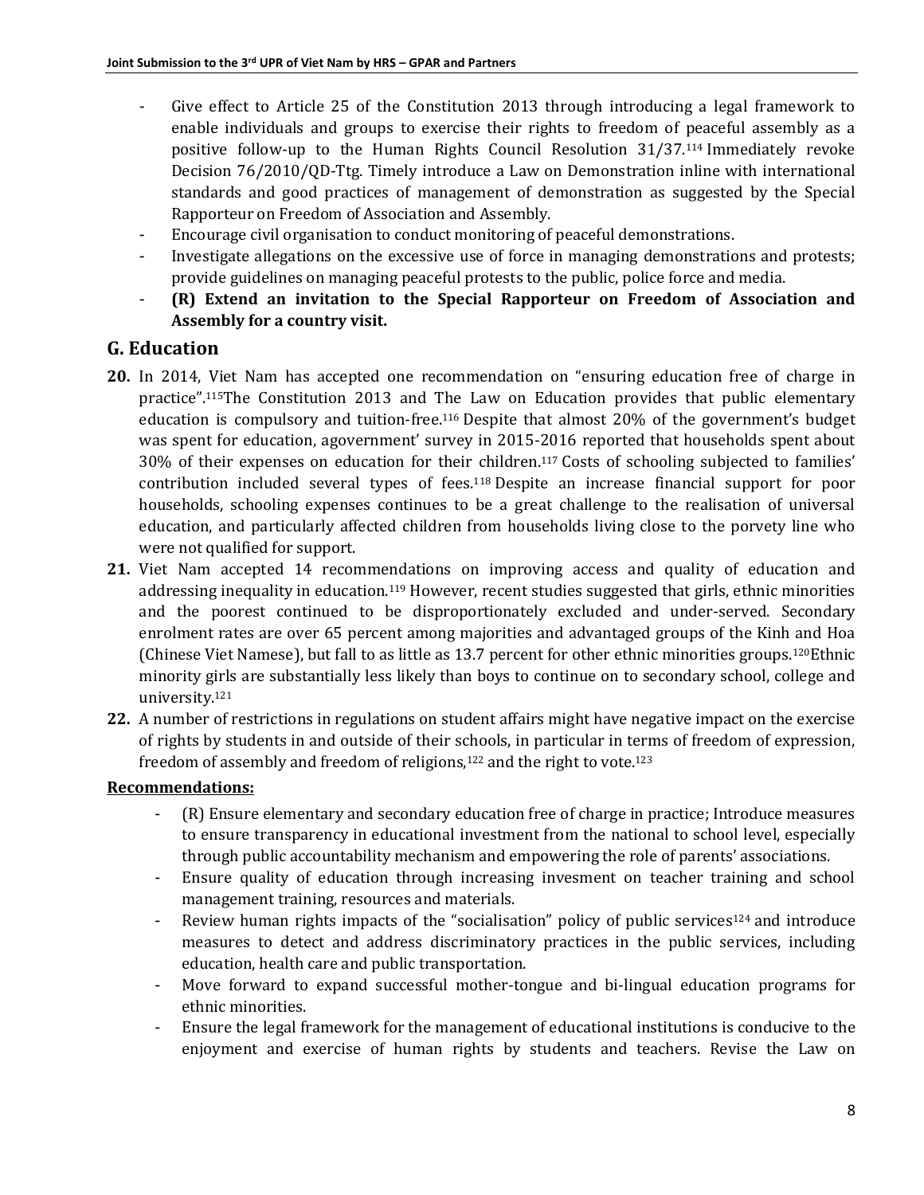- Give effect to Article 25 of the Constitution 2013 through introducing a legal framework to enable individuals and groups to exercise their rights to freedom of peaceful assembly as a positive follow-up to the Human Rights Council Resolution 31/37.[114] Immediately revoke Decision 76/2010/QD-Ttg. Timely introduce a Law on Demonstration inline with international standards and good practices of management of demonstration as suggested by the Special Rapporteur on Freedom of Association and Assembly.
- Encourage civil organisation to conduct monitoring of peaceful demonstrations.
- Investigate allegations on the excessive use of force in managing demonstrations and protests; provide guidelines on managing peaceful protests to the public, police force and media.
- **(R) Extend an invitation to the Special Rapporteur on Freedom of Association and Assembly for a country visit.**

## G. Education

**20.** In 2014, Viet Nam has accepted one recommendation on "ensuring education free of charge in practice".[115]The Constitution 2013 and The Law on Education provides that public elementary education is compulsory and tuition-free.[116] Despite that almost 20% of the government's budget was spent for education, agovernment' survey in 2015-2016 reported that households spent about 30% of their expenses on education for their children.[117] Costs of schooling subjected to families' contribution included several types of fees.[118] Despite an increase financial support for poor households, schooling expenses continues to be a great challenge to the realisation of universal education, and particularly affected children from households living close to the porvety line who were not qualified for support.

**21.** Viet Nam accepted 14 recommendations on improving access and quality of education and addressing inequality in education.[119] However, recent studies suggested that girls, ethnic minorities and the poorest continued to be disproportionately excluded and under-served. Secondary enrolment rates are over 65 percent among majorities and advantaged groups of the Kinh and Hoa (Chinese Viet Namese), but fall to as little as 13.7 percent for other ethnic minorities groups.[120]Ethnic minority girls are substantially less likely than boys to continue on to secondary school, college and university.[121]

**22.** A number of restrictions in regulations on student affairs might have negative impact on the exercise of rights by students in and outside of their schools, in particular in terms of freedom of expression, freedom of assembly and freedom of religions,[122] and the right to vote.[123]

**Recommendations:**

- (R) Ensure elementary and secondary education free of charge in practice; Introduce measures to ensure transparency in educational investment from the national to school level, especially through public accountability mechanism and empowering the role of parents' associations.
- Ensure quality of education through increasing invesment on teacher training and school management training, resources and materials.
- Review human rights impacts of the "socialisation" policy of public services[124] and introduce measures to detect and address discriminatory practices in the public services, including education, health care and public transportation.
- Move forward to expand successful mother-tongue and bi-lingual education programs for ethnic minorities.
- Ensure the legal framework for the management of educational institutions is conducive to the enjoyment and exercise of human rights by students and teachers. Revise the Law on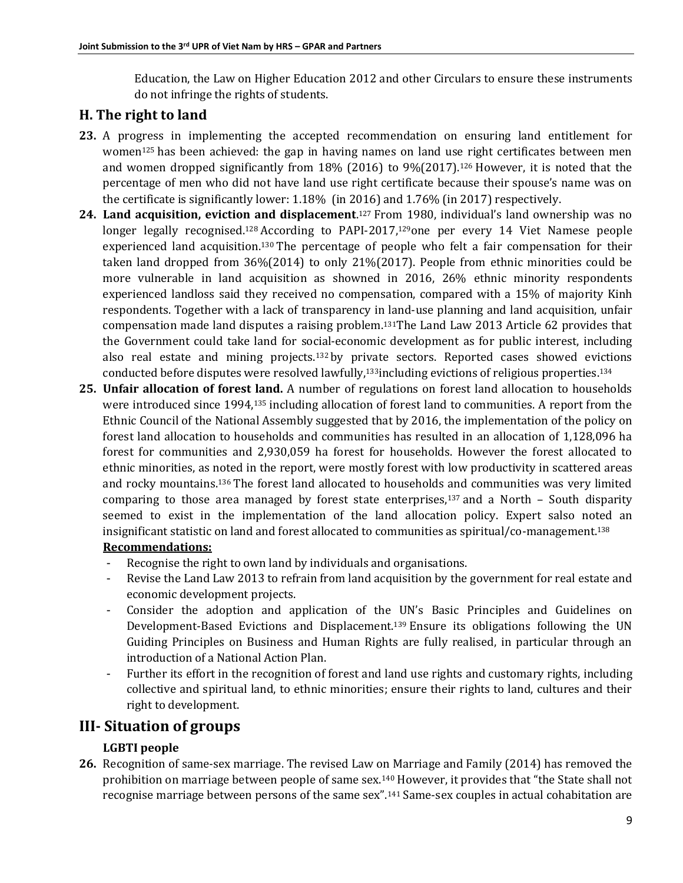Education, the Law on Higher Education 2012 and other Circulars to ensure these instruments do not infringe the rights of students.

## H. The right to land

**23.** A progress in implementing the accepted recommendation on ensuring land entitlement for women[125] has been achieved: the gap in having names on land use right certificates between men and women dropped significantly from 18% (2016) to 9%(2017).[126] However, it is noted that the percentage of men who did not have land use right certificate because their spouse's name was on the certificate is significantly lower: 1.18% (in 2016) and 1.76% (in 2017) respectively.

**24. Land acquisition, eviction and displacement**.[127] From 1980, individual's land ownership was no longer legally recognised.[128] According to PAPI-2017,[129]one per every 14 Viet Namese people experienced land acquisition.[130] The percentage of people who felt a fair compensation for their taken land dropped from 36%(2014) to only 21%(2017). People from ethnic minorities could be more vulnerable in land acquisition as showned in 2016, 26% ethnic minority respondents experienced landloss said they received no compensation, compared with a 15% of majority Kinh respondents. Together with a lack of transparency in land-use planning and land acquisition, unfair compensation made land disputes a raising problem.[131]The Land Law 2013 Article 62 provides that the Government could take land for social-economic development as for public interest, including also real estate and mining projects.[132] by private sectors. Reported cases showed evictions conducted before disputes were resolved lawfully,[133]including evictions of religious properties.[134]

**25. Unfair allocation of forest land.** A number of regulations on forest land allocation to households were introduced since 1994,[135] including allocation of forest land to communities. A report from the Ethnic Council of the National Assembly suggested that by 2016, the implementation of the policy on forest land allocation to households and communities has resulted in an allocation of 1,128,096 ha forest for communities and 2,930,059 ha forest for households. However the forest allocated to ethnic minorities, as noted in the report, were mostly forest with low productivity in scattered areas and rocky mountains.[136] The forest land allocated to households and communities was very limited comparing to those area managed by forest state enterprises,[137] and a North – South disparity seemed to exist in the implementation of the land allocation policy. Expert salso noted an insignificant statistic on land and forest allocated to communities as spiritual/co-management.[138]

**Recommendations:**

- Recognise the right to own land by individuals and organisations.
- Revise the Land Law 2013 to refrain from land acquisition by the government for real estate and economic development projects.
- Consider the adoption and application of the UN's Basic Principles and Guidelines on Development-Based Evictions and Displacement.[139] Ensure its obligations following the UN Guiding Principles on Business and Human Rights are fully realised, in particular through an introduction of a National Action Plan.
- Further its effort in the recognition of forest and land use rights and customary rights, including collective and spiritual land, to ethnic minorities; ensure their rights to land, cultures and their right to development.

# III- Situation of groups

### LGBTI people

**26.** Recognition of same-sex marriage. The revised Law on Marriage and Family (2014) has removed the prohibition on marriage between people of same sex.[140] However, it provides that "the State shall not recognise marriage between persons of the same sex".[141] Same-sex couples in actual cohabitation are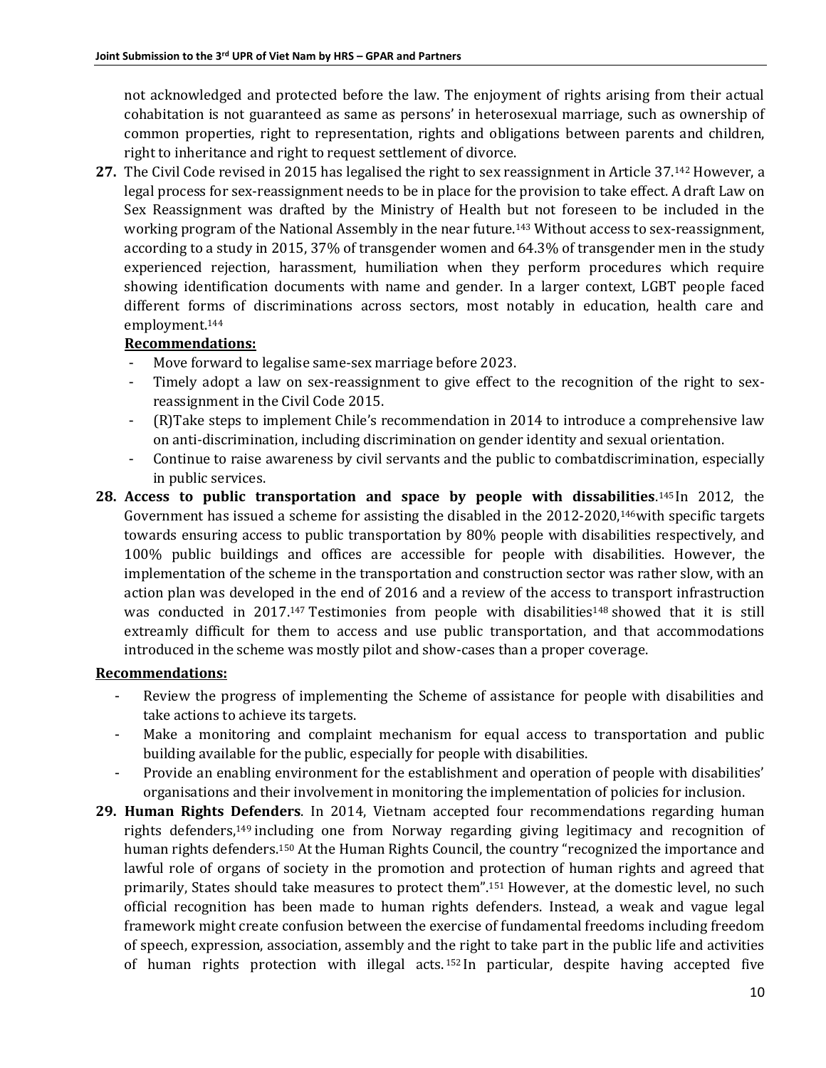not acknowledged and protected before the law. The enjoyment of rights arising from their actual cohabitation is not guaranteed as same as persons' in heterosexual marriage, such as ownership of common properties, right to representation, rights and obligations between parents and children, right to inheritance and right to request settlement of divorce.

**27.** The Civil Code revised in 2015 has legalised the right to sex reassignment in Article 37.[142] However, a legal process for sex-reassignment needs to be in place for the provision to take effect. A draft Law on Sex Reassignment was drafted by the Ministry of Health but not foreseen to be included in the working program of the National Assembly in the near future.[143] Without access to sex-reassignment, according to a study in 2015, 37% of transgender women and 64.3% of transgender men in the study experienced rejection, harassment, humiliation when they perform procedures which require showing identification documents with name and gender. In a larger context, LGBT people faced different forms of discriminations across sectors, most notably in education, health care and employment.[144]

**Recommendations:**

- Move forward to legalise same-sex marriage before 2023.
- Timely adopt a law on sex-reassignment to give effect to the recognition of the right to sex-reassignment in the Civil Code 2015.
- (R)Take steps to implement Chile's recommendation in 2014 to introduce a comprehensive law on anti-discrimination, including discrimination on gender identity and sexual orientation.
- Continue to raise awareness by civil servants and the public to combatdiscrimination, especially in public services.

**28. Access to public transportation and space by people with dissabilities**.[145] In 2012, the Government has issued a scheme for assisting the disabled in the 2012-2020,[146] with specific targets towards ensuring access to public transportation by 80% people with disabilities respectively, and 100% public buildings and offices are accessible for people with disabilities. However, the implementation of the scheme in the transportation and construction sector was rather slow, with an action plan was developed in the end of 2016 and a review of the access to transport infrastruction was conducted in 2017.[147] Testimonies from people with disabilities[148] showed that it is still extreamly difficult for them to access and use public transportation, and that accommodations introduced in the scheme was mostly pilot and show-cases than a proper coverage.

**Recommendations:**

- Review the progress of implementing the Scheme of assistance for people with disabilities and take actions to achieve its targets.
- Make a monitoring and complaint mechanism for equal access to transportation and public building available for the public, especially for people with disabilities.
- Provide an enabling environment for the establishment and operation of people with disabilities' organisations and their involvement in monitoring the implementation of policies for inclusion.

**29. Human Rights Defenders**. In 2014, Vietnam accepted four recommendations regarding human rights defenders,[149] including one from Norway regarding giving legitimacy and recognition of human rights defenders.[150] At the Human Rights Council, the country "recognized the importance and lawful role of organs of society in the promotion and protection of human rights and agreed that primarily, States should take measures to protect them".[151] However, at the domestic level, no such official recognition has been made to human rights defenders. Instead, a weak and vague legal framework might create confusion between the exercise of fundamental freedoms including freedom of speech, expression, association, assembly and the right to take part in the public life and activities of human rights protection with illegal acts.[152] In particular, despite having accepted five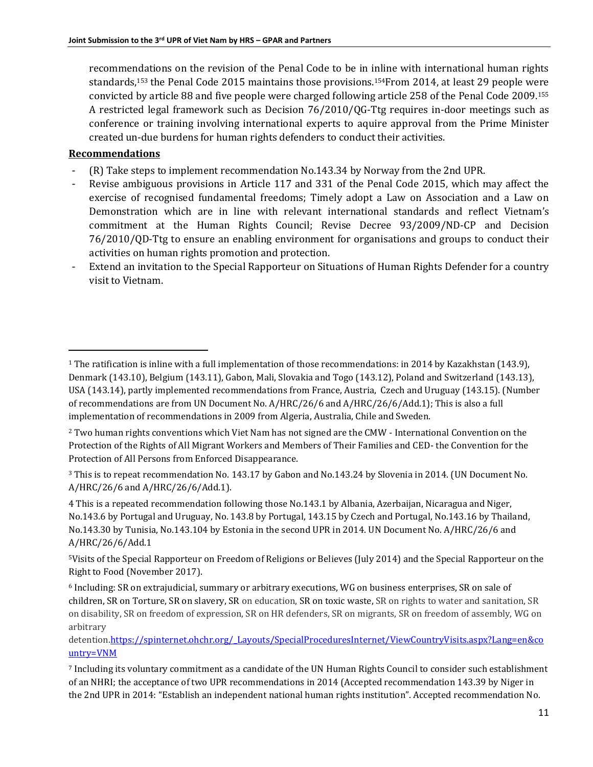recommendations on the revision of the Penal Code to be in inline with international human rights standards,[153] the Penal Code 2015 maintains those provisions.[154]From 2014, at least 29 people were convicted by article 88 and five people were charged following article 258 of the Penal Code 2009.[155] A restricted legal framework such as Decision 76/2010/QG-Ttg requires in-door meetings such as conference or training involving international experts to aquire approval from the Prime Minister created un-due burdens for human rights defenders to conduct their activities.

**Recommendations**

- (R) Take steps to implement recommendation No.143.34 by Norway from the 2nd UPR.
- Revise ambiguous provisions in Article 117 and 331 of the Penal Code 2015, which may affect the exercise of recognised fundamental freedoms; Timely adopt a Law on Association and a Law on Demonstration which are in line with relevant international standards and reflect Vietnam's commitment at the Human Rights Council; Revise Decree 93/2009/ND-CP and Decision 76/2010/QD-Ttg to ensure an enabling environment for organisations and groups to conduct their activities on human rights promotion and protection.
- Extend an invitation to the Special Rapporteur on Situations of Human Rights Defender for a country visit to Vietnam.

---

[1] The ratification is inline with a full implementation of those recommendations: in 2014 by Kazakhstan (143.9), Denmark (143.10), Belgium (143.11), Gabon, Mali, Slovakia and Togo (143.12), Poland and Switzerland (143.13), USA (143.14), partly implemented recommendations from France, Austria, Czech and Uruguay (143.15). (Number of recommendations are from UN Document No. A/HRC/26/6 and A/HRC/26/6/Add.1); This is also a full implementation of recommendations in 2009 from Algeria, Australia, Chile and Sweden.

[2] Two human rights conventions which Viet Nam has not signed are the CMW - International Convention on the Protection of the Rights of All Migrant Workers and Members of Their Families and CED- the Convention for the Protection of All Persons from Enforced Disappearance.

[3] This is to repeat recommendation No. 143.17 by Gabon and No.143.24 by Slovenia in 2014. (UN Document No. A/HRC/26/6 and A/HRC/26/6/Add.1).

[4] This is a repeated recommendation following those No.143.1 by Albania, Azerbaijan, Nicaragua and Niger, No.143.6 by Portugal and Uruguay, No. 143.8 by Portugal, 143.15 by Czech and Portugal, No.143.16 by Thailand, No.143.30 by Tunisia, No.143.104 by Estonia in the second UPR in 2014. UN Document No. A/HRC/26/6 and A/HRC/26/6/Add.1

[5] Visits of the Special Rapporteur on Freedom of Religions or Believes (July 2014) and the Special Rapporteur on the Right to Food (November 2017).

[6] Including: SR on extrajudicial, summary or arbitrary executions, WG on business enterprises, SR on sale of children, SR on Torture, SR on slavery, SR on education, SR on toxic waste, SR on rights to water and sanitation, SR on disability, SR on freedom of expression, SR on HR defenders, SR on migrants, SR on freedom of assembly, WG on arbitrary detention.https://spinternet.ohchr.org/_Layouts/SpecialProceduresInternet/ViewCountryVisits.aspx?Lang=en&country=VNM

[7] Including its voluntary commitment as a candidate of the UN Human Rights Council to consider such establishment of an NHRI; the acceptance of two UPR recommendations in 2014 (Accepted recommendation 143.39 by Niger in the 2nd UPR in 2014: "Establish an independent national human rights institution". Accepted recommendation No.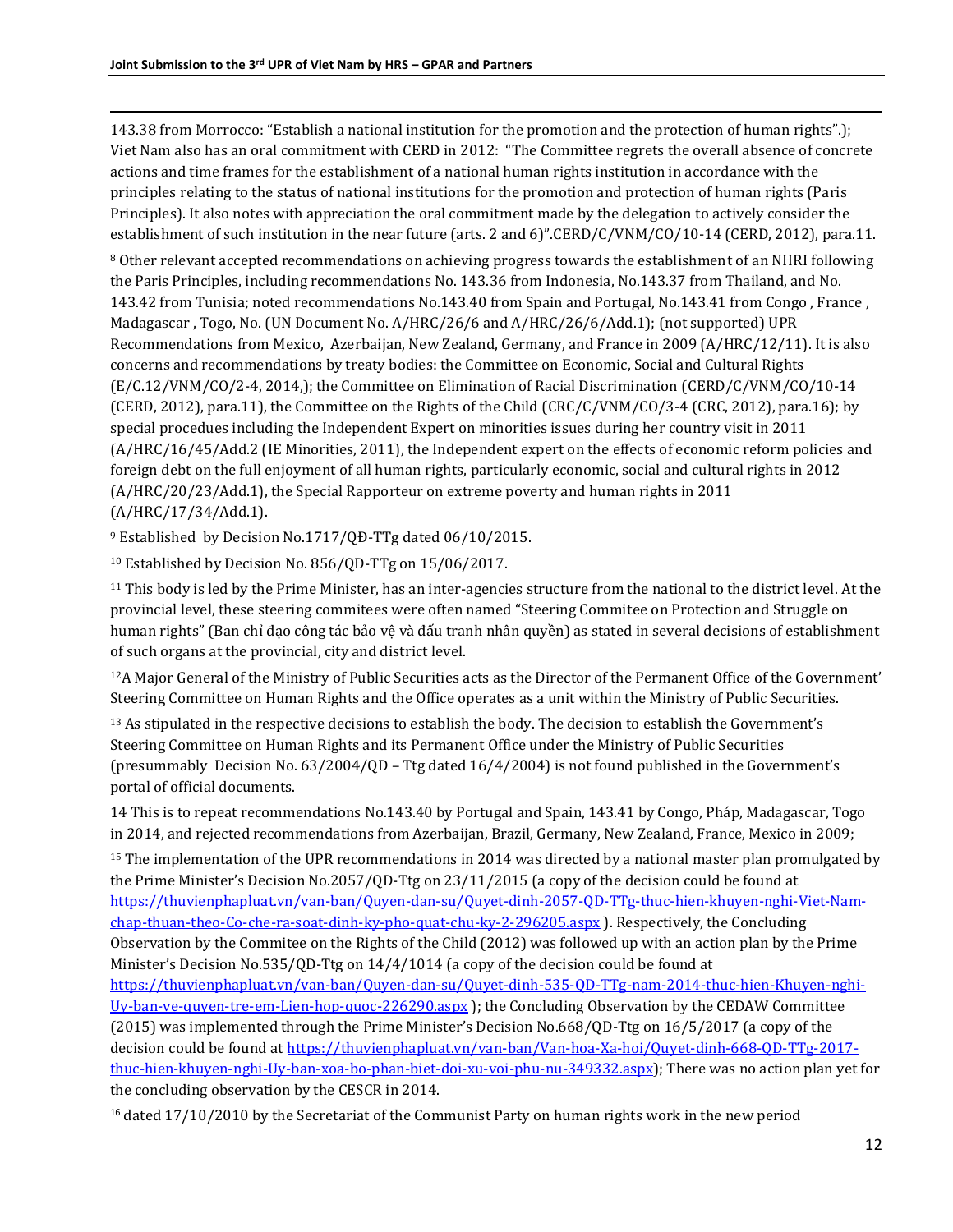143.38 from Morrocco: "Establish a national institution for the promotion and the protection of human rights".); Viet Nam also has an oral commitment with CERD in 2012: "The Committee regrets the overall absence of concrete actions and time frames for the establishment of a national human rights institution in accordance with the principles relating to the status of national institutions for the promotion and protection of human rights (Paris Principles). It also notes with appreciation the oral commitment made by the delegation to actively consider the establishment of such institution in the near future (arts. 2 and 6)".CERD/C/VNM/CO/10-14 (CERD, 2012), para.11.

[8] Other relevant accepted recommendations on achieving progress towards the establishment of an NHRI following the Paris Principles, including recommendations No. 143.36 from Indonesia, No.143.37 from Thailand, and No. 143.42 from Tunisia; noted recommendations No.143.40 from Spain and Portugal, No.143.41 from Congo , France , Madagascar , Togo, No. (UN Document No. A/HRC/26/6 and A/HRC/26/6/Add.1); (not supported) UPR Recommendations from Mexico, Azerbaijan, New Zealand, Germany, and France in 2009 (A/HRC/12/11). It is also concerns and recommendations by treaty bodies: the Committee on Economic, Social and Cultural Rights (E/C.12/VNM/CO/2-4, 2014,); the Committee on Elimination of Racial Discrimination (CERD/C/VNM/CO/10-14 (CERD, 2012), para.11), the Committee on the Rights of the Child (CRC/C/VNM/CO/3-4 (CRC, 2012), para.16); by special procedues including the Independent Expert on minorities issues during her country visit in 2011 (A/HRC/16/45/Add.2 (IE Minorities, 2011), the Independent expert on the effects of economic reform policies and foreign debt on the full enjoyment of all human rights, particularly economic, social and cultural rights in 2012 (A/HRC/20/23/Add.1), the Special Rapporteur on extreme poverty and human rights in 2011 (A/HRC/17/34/Add.1).

[9] Established by Decision No.1717/QĐ-TTg dated 06/10/2015.

[10] Established by Decision No. 856/QĐ-TTg on 15/06/2017.

[11] This body is led by the Prime Minister, has an inter-agencies structure from the national to the district level. At the provincial level, these steering commitees were often named "Steering Commitee on Protection and Struggle on human rights" (Ban chỉ đạo công tác bảo vệ và đấu tranh nhân quyền) as stated in several decisions of establishment of such organs at the provincial, city and district level.

[12] A Major General of the Ministry of Public Securities acts as the Director of the Permanent Office of the Government' Steering Committee on Human Rights and the Office operates as a unit within the Ministry of Public Securities.

[13] As stipulated in the respective decisions to establish the body. The decision to establish the Government's Steering Committee on Human Rights and its Permanent Office under the Ministry of Public Securities (presummably Decision No. 63/2004/QD – Ttg dated 16/4/2004) is not found published in the Government's portal of official documents.

14 This is to repeat recommendations No.143.40 by Portugal and Spain, 143.41 by Congo, Pháp, Madagascar, Togo in 2014, and rejected recommendations from Azerbaijan, Brazil, Germany, New Zealand, France, Mexico in 2009;

[15] The implementation of the UPR recommendations in 2014 was directed by a national master plan promulgated by the Prime Minister's Decision No.2057/QD-Ttg on 23/11/2015 (a copy of the decision could be found at https://thuvienphapluat.vn/van-ban/Quyen-dan-su/Quyet-dinh-2057-QD-TTg-thuc-hien-khuyen-nghi-Viet-Nam-chap-thuan-theo-Co-che-ra-soat-dinh-ky-pho-quat-chu-ky-2-296205.aspx ). Respectively, the Concluding Observation by the Commitee on the Rights of the Child (2012) was followed up with an action plan by the Prime Minister's Decision No.535/QD-Ttg on 14/4/1014 (a copy of the decision could be found at https://thuvienphapluat.vn/van-ban/Quyen-dan-su/Quyet-dinh-535-QD-TTg-nam-2014-thuc-hien-Khuyen-nghi-Uy-ban-ve-quyen-tre-em-Lien-hop-quoc-226290.aspx ); the Concluding Observation by the CEDAW Committee (2015) was implemented through the Prime Minister's Decision No.668/QD-Ttg on 16/5/2017 (a copy of the decision could be found at https://thuvienphapluat.vn/van-ban/Van-hoa-Xa-hoi/Quyet-dinh-668-QD-TTg-2017-thuc-hien-khuyen-nghi-Uy-ban-xoa-bo-phan-biet-doi-xu-voi-phu-nu-349332.aspx); There was no action plan yet for the concluding observation by the CESCR in 2014.

[16] dated 17/10/2010 by the Secretariat of the Communist Party on human rights work in the new period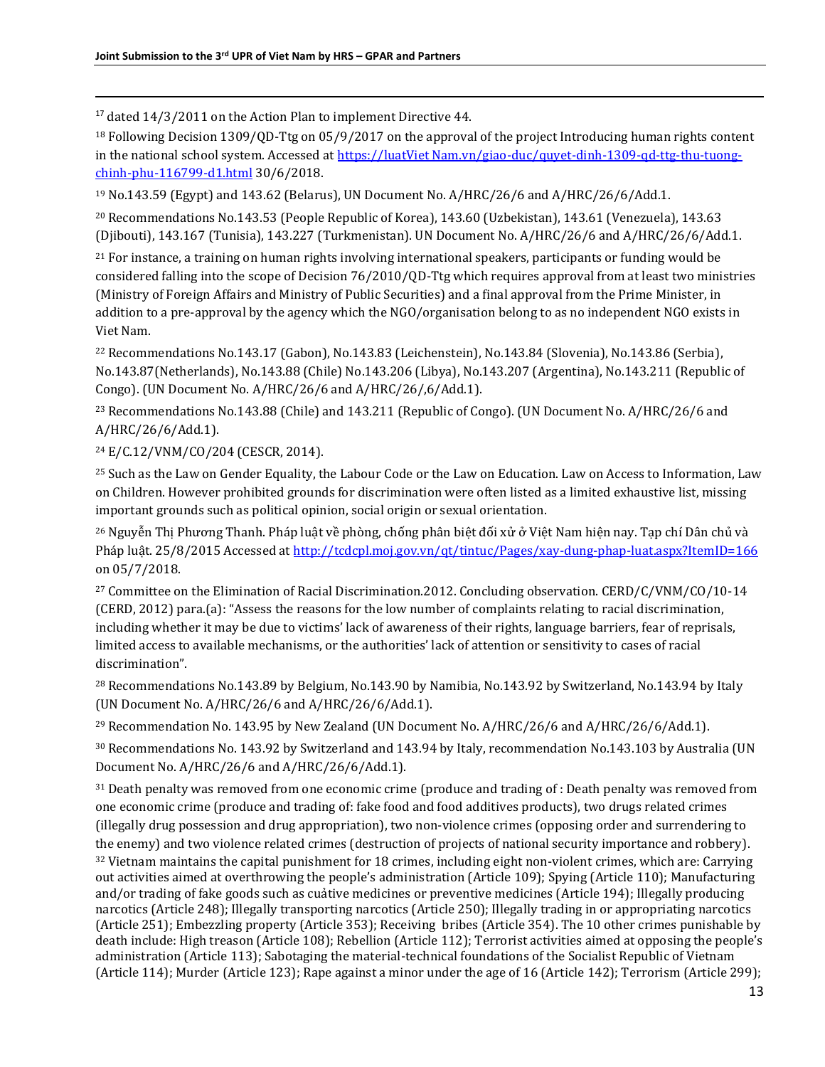[17] dated 14/3/2011 on the Action Plan to implement Directive 44.

[18] Following Decision 1309/QD-Ttg on 05/9/2017 on the approval of the project Introducing human rights content in the national school system. Accessed at https://luatViet Nam.vn/giao-duc/quyet-dinh-1309-qd-ttg-thu-tuong-chinh-phu-116799-d1.html 30/6/2018.

[19] No.143.59 (Egypt) and 143.62 (Belarus), UN Document No. A/HRC/26/6 and A/HRC/26/6/Add.1.

[20] Recommendations No.143.53 (People Republic of Korea), 143.60 (Uzbekistan), 143.61 (Venezuela), 143.63 (Djibouti), 143.167 (Tunisia), 143.227 (Turkmenistan). UN Document No. A/HRC/26/6 and A/HRC/26/6/Add.1.

[21] For instance, a training on human rights involving international speakers, participants or funding would be considered falling into the scope of Decision 76/2010/QD-Ttg which requires approval from at least two ministries (Ministry of Foreign Affairs and Ministry of Public Securities) and a final approval from the Prime Minister, in addition to a pre-approval by the agency which the NGO/organisation belong to as no independent NGO exists in Viet Nam.

[22] Recommendations No.143.17 (Gabon), No.143.83 (Leichenstein), No.143.84 (Slovenia), No.143.86 (Serbia), No.143.87(Netherlands), No.143.88 (Chile) No.143.206 (Libya), No.143.207 (Argentina), No.143.211 (Republic of Congo). (UN Document No. A/HRC/26/6 and A/HRC/26/,6/Add.1).

[23] Recommendations No.143.88 (Chile) and 143.211 (Republic of Congo). (UN Document No. A/HRC/26/6 and A/HRC/26/6/Add.1).

[24] E/C.12/VNM/CO/204 (CESCR, 2014).

[25] Such as the Law on Gender Equality, the Labour Code or the Law on Education. Law on Access to Information, Law on Children. However prohibited grounds for discrimination were often listed as a limited exhaustive list, missing important grounds such as political opinion, social origin or sexual orientation.

[26] Nguyễn Thị Phương Thanh. Pháp luật về phòng, chống phân biệt đối xử ở Việt Nam hiện nay. Tạp chí Dân chủ và Pháp luật. 25/8/2015 Accessed at http://tcdcpl.moj.gov.vn/qt/tintuc/Pages/xay-dung-phap-luat.aspx?ItemID=166 on 05/7/2018.

[27] Committee on the Elimination of Racial Discrimination.2012. Concluding observation. CERD/C/VNM/CO/10-14 (CERD, 2012) para.(a): "Assess the reasons for the low number of complaints relating to racial discrimination, including whether it may be due to victims' lack of awareness of their rights, language barriers, fear of reprisals, limited access to available mechanisms, or the authorities' lack of attention or sensitivity to cases of racial discrimination".

[28] Recommendations No.143.89 by Belgium, No.143.90 by Namibia, No.143.92 by Switzerland, No.143.94 by Italy (UN Document No. A/HRC/26/6 and A/HRC/26/6/Add.1).

[29] Recommendation No. 143.95 by New Zealand (UN Document No. A/HRC/26/6 and A/HRC/26/6/Add.1).

[30] Recommendations No. 143.92 by Switzerland and 143.94 by Italy, recommendation No.143.103 by Australia (UN Document No. A/HRC/26/6 and A/HRC/26/6/Add.1).

[31] Death penalty was removed from one economic crime (produce and trading of : Death penalty was removed from one economic crime (produce and trading of: fake food and food additives products), two drugs related crimes (illegally drug possession and drug appropriation), two non-violence crimes (opposing order and surrendering to the enemy) and two violence related crimes (destruction of projects of national security importance and robbery).

[32] Vietnam maintains the capital punishment for 18 crimes, including eight non-violent crimes, which are: Carrying out activities aimed at overthrowing the people's administration (Article 109); Spying (Article 110); Manufacturing and/or trading of fake goods such as cuâtive medicines or preventive medicines (Article 194); Illegally producing narcotics (Article 248); Illegally transporting narcotics (Article 250); Illegally trading in or appropriating narcotics (Article 251); Embezzling property (Article 353); Receiving bribes (Article 354). The 10 other crimes punishable by death include: High treason (Article 108); Rebellion (Article 112); Terrorist activities aimed at opposing the people's administration (Article 113); Sabotaging the material-technical foundations of the Socialist Republic of Vietnam (Article 114); Murder (Article 123); Rape against a minor under the age of 16 (Article 142); Terrorism (Article 299);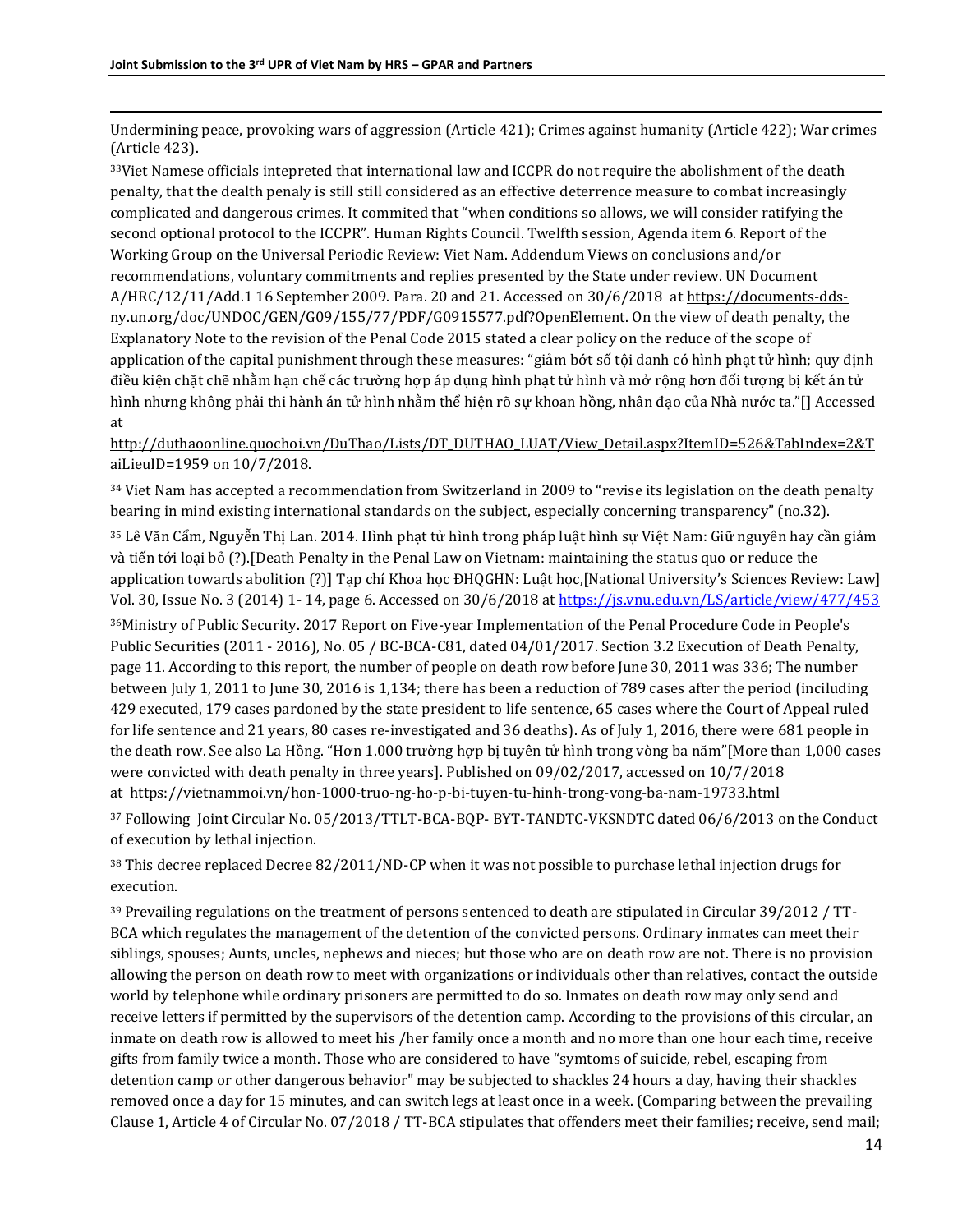Undermining peace, provoking wars of aggression (Article 421); Crimes against humanity (Article 422); War crimes (Article 423).

[33]Viet Namese officials intepreted that international law and ICCPR do not require the abolishment of the death penalty, that the dealth penaly is still still considered as an effective deterrence measure to combat increasingly complicated and dangerous crimes. It commited that "when conditions so allows, we will consider ratifying the second optional protocol to the ICCPR". Human Rights Council. Twelfth session, Agenda item 6. Report of the Working Group on the Universal Periodic Review: Viet Nam. Addendum Views on conclusions and/or recommendations, voluntary commitments and replies presented by the State under review. UN Document A/HRC/12/11/Add.1 16 September 2009. Para. 20 and 21. Accessed on 30/6/2018 at https://documents-dds-ny.un.org/doc/UNDOC/GEN/G09/155/77/PDF/G0915577.pdf?OpenElement. On the view of death penalty, the Explanatory Note to the revision of the Penal Code 2015 stated a clear policy on the reduce of the scope of application of the capital punishment through these measures: "giảm bớt số tội danh có hình phạt tử hình; quy định điều kiện chặt chẽ nhằm hạn chế các trường hợp áp dụng hình phạt tử hình và mở rộng hơn đối tượng bị kết án tử hình nhưng không phải thi hành án tử hình nhằm thể hiện rõ sự khoan hồng, nhân đạo của Nhà nước ta."[] Accessed at http://duthaoonline.quochoi.vn/DuThao/Lists/DT_DUTHAO_LUAT/View_Detail.aspx?ItemID=526&TabIndex=2&TaiLieuID=1959 on 10/7/2018.

[34] Viet Nam has accepted a recommendation from Switzerland in 2009 to "revise its legislation on the death penalty bearing in mind existing international standards on the subject, especially concerning transparency" (no.32).

[35] Lê Văn Cẩm, Nguyễn Thị Lan. 2014. Hình phạt tử hình trong pháp luật hình sự Việt Nam: Giữ nguyên hay cần giảm và tiến tới loại bỏ (?).[Death Penalty in the Penal Law on Vietnam: maintaining the status quo or reduce the application towards abolition (?)] Tạp chí Khoa học ĐHQGHN: Luật học,[National University's Sciences Review: Law] Vol. 30, Issue No. 3 (2014) 1- 14, page 6. Accessed on 30/6/2018 at https://js.vnu.edu.vn/LS/article/view/477/453

[36]Ministry of Public Security. 2017 Report on Five-year Implementation of the Penal Procedure Code in People's Public Securities (2011 - 2016), No. 05 / BC-BCA-C81, dated 04/01/2017. Section 3.2 Execution of Death Penalty, page 11. According to this report, the number of people on death row before June 30, 2011 was 336; The number between July 1, 2011 to June 30, 2016 is 1,134; there has been a reduction of 789 cases after the period (inciluding 429 executed, 179 cases pardoned by the state president to life sentence, 65 cases where the Court of Appeal ruled for life sentence and 21 years, 80 cases re-investigated and 36 deaths). As of July 1, 2016, there were 681 people in the death row. See also La Hồng. "Hơn 1.000 trường hợp bị tuyên tử hình trong vòng ba năm"[More than 1,000 cases were convicted with death penalty in three years]. Published on 09/02/2017, accessed on 10/7/2018 at https://vietnammoi.vn/hon-1000-truo-ng-ho-p-bi-tuyen-tu-hinh-trong-vong-ba-nam-19733.html

[37] Following Joint Circular No. 05/2013/TTLT-BCA-BQP- BYT-TANDTC-VKSNDTC dated 06/6/2013 on the Conduct of execution by lethal injection.

[38] This decree replaced Decree 82/2011/ND-CP when it was not possible to purchase lethal injection drugs for execution.

[39] Prevailing regulations on the treatment of persons sentenced to death are stipulated in Circular 39/2012 / TT-BCA which regulates the management of the detention of the convicted persons. Ordinary inmates can meet their siblings, spouses; Aunts, uncles, nephews and nieces; but those who are on death row are not. There is no provision allowing the person on death row to meet with organizations or individuals other than relatives, contact the outside world by telephone while ordinary prisoners are permitted to do so. Inmates on death row may only send and receive letters if permitted by the supervisors of the detention camp. According to the provisions of this circular, an inmate on death row is allowed to meet his /her family once a month and no more than one hour each time, receive gifts from family twice a month. Those who are considered to have "symtoms of suicide, rebel, escaping from detention camp or other dangerous behavior" may be subjected to shackles 24 hours a day, having their shackles removed once a day for 15 minutes, and can switch legs at least once in a week. (Comparing between the prevailing Clause 1, Article 4 of Circular No. 07/2018 / TT-BCA stipulates that offenders meet their families; receive, send mail;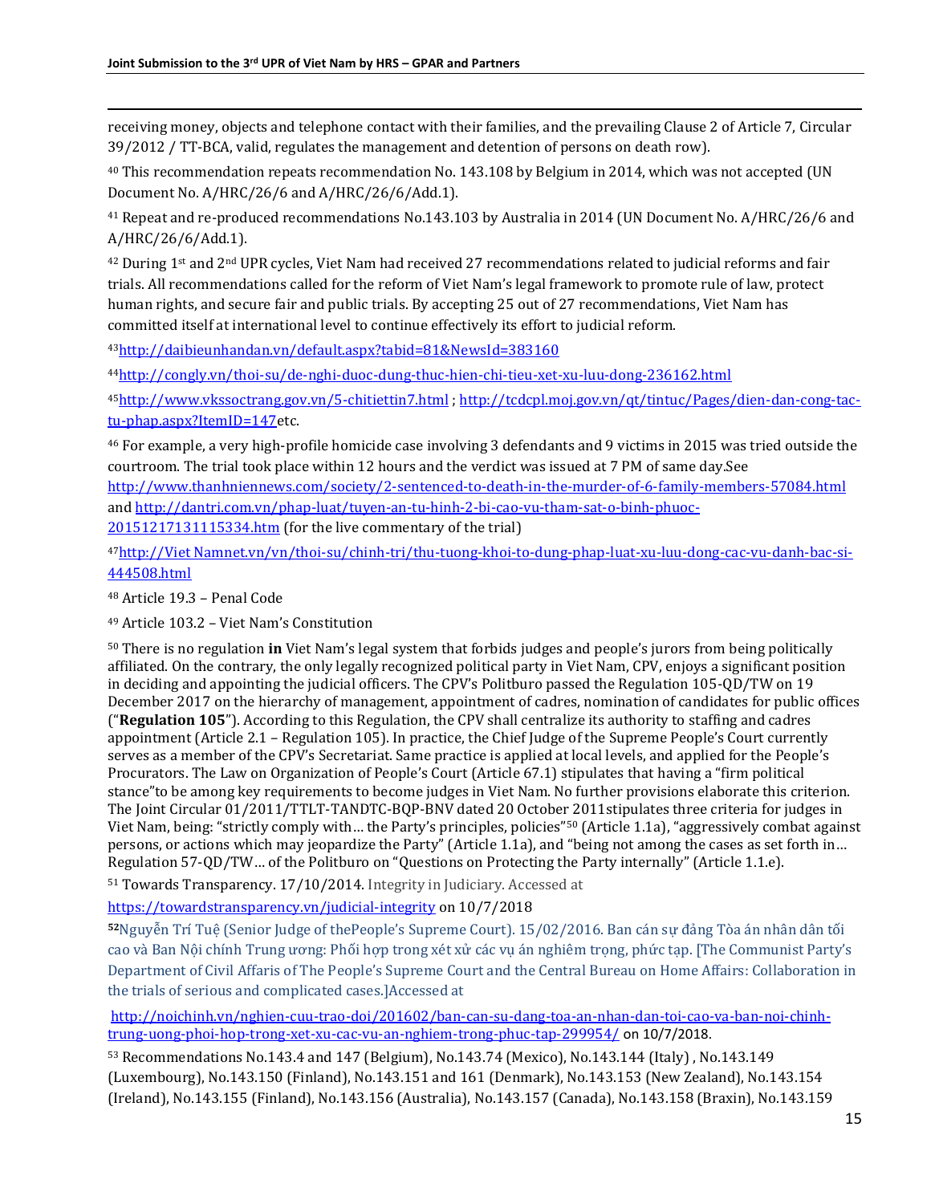receiving money, objects and telephone contact with their families, and the prevailing Clause 2 of Article 7, Circular 39/2012 / TT-BCA, valid, regulates the management and detention of persons on death row).

[40] This recommendation repeats recommendation No. 143.108 by Belgium in 2014, which was not accepted (UN Document No. A/HRC/26/6 and A/HRC/26/6/Add.1).

[41] Repeat and re-produced recommendations No.143.103 by Australia in 2014 (UN Document No. A/HRC/26/6 and A/HRC/26/6/Add.1).

[42] During 1st and 2nd UPR cycles, Viet Nam had received 27 recommendations related to judicial reforms and fair trials. All recommendations called for the reform of Viet Nam's legal framework to promote rule of law, protect human rights, and secure fair and public trials. By accepting 25 out of 27 recommendations, Viet Nam has committed itself at international level to continue effectively its effort to judicial reform.

[43]http://daibieunhandan.vn/default.aspx?tabid=81&NewsId=383160

[44]http://conglу.vn/thoi-su/de-nghi-duoc-dung-thuc-hien-chi-tieu-xet-xu-luu-dong-236162.html

[45]http://www.vkssoctrang.gov.vn/5-chitiettin7.html ; http://tcdcpl.moj.gov.vn/qt/tintuc/Pages/dien-dan-cong-tac-tu-phap.aspx?ItemID=147etc.

[46] For example, a very high-profile homicide case involving 3 defendants and 9 victims in 2015 was tried outside the courtroom. The trial took place within 12 hours and the verdict was issued at 7 PM of same day.See http://www.thanhniennews.com/society/2-sentenced-to-death-in-the-murder-of-6-family-members-57084.html and http://dantri.com.vn/phap-luat/tuyen-an-tu-hinh-2-bi-cao-vu-tham-sat-o-binh-phuoc-20151217131115334.htm (for the live commentary of the trial)

[47]http://Viet Namnet.vn/vn/thoi-su/chinh-tri/thu-tuong-khoi-to-dung-phap-luat-xu-luu-dong-cac-vu-danh-bac-si-444508.html

[48] Article 19.3 – Penal Code

[49] Article 103.2 – Viet Nam's Constitution

[50] There is no regulation **in** Viet Nam's legal system that forbids judges and people's jurors from being politically affiliated. On the contrary, the only legally recognized political party in Viet Nam, CPV, enjoys a significant position in deciding and appointing the judicial officers. The CPV's Politburo passed the Regulation 105-QD/TW on 19 December 2017 on the hierarchy of management, appointment of cadres, nomination of candidates for public offices ("**Regulation 105**"). According to this Regulation, the CPV shall centralize its authority to staffing and cadres appointment (Article 2.1 – Regulation 105). In practice, the Chief Judge of the Supreme People's Court currently serves as a member of the CPV's Secretariat. Same practice is applied at local levels, and applied for the People's Procurators. The Law on Organization of People's Court (Article 67.1) stipulates that having a "firm political stance"to be among key requirements to become judges in Viet Nam. No further provisions elaborate this criterion. The Joint Circular 01/2011/TTLT-TANDTC-BQP-BNV dated 20 October 2011stipulates three criteria for judges in Viet Nam, being: "strictly comply with… the Party's principles, policies"[50] (Article 1.1a), "aggressively combat against persons, or actions which may jeopardize the Party" (Article 1.1a), and "being not among the cases as set forth in… Regulation 57-QD/TW… of the Politburo on "Questions on Protecting the Party internally" (Article 1.1.e).

[51] Towards Transparency. 17/10/2014. Integrity in Judiciary. Accessed at https://towardstransparency.vn/judicial-integrity on 10/7/2018

[52]Nguyễn Trí Tuệ (Senior Judge of thePeople's Supreme Court). 15/02/2016. Ban cán sự đảng Tòa án nhân dân tối cao và Ban Nội chính Trung ương: Phối hợp trong xét xử các vụ án nghiêm trọng, phức tạp. [The Communist Party's Department of Civil Affaris of The People's Supreme Court and the Central Bureau on Home Affairs: Collaboration in the trials of serious and complicated cases.]Accessed at http://noichinh.vn/nghien-cuu-trao-doi/201602/ban-can-su-dang-toa-an-nhan-dan-toi-cao-va-ban-noi-chinh-trung-uong-phoi-hop-trong-xet-xu-cac-vu-an-nghiem-trong-phuc-tap-299954/ on 10/7/2018.

[53] Recommendations No.143.4 and 147 (Belgium), No.143.74 (Mexico), No.143.144 (Italy) , No.143.149 (Luxembourg), No.143.150 (Finland), No.143.151 and 161 (Denmark), No.143.153 (New Zealand), No.143.154 (Ireland), No.143.155 (Finland), No.143.156 (Australia), No.143.157 (Canada), No.143.158 (Braxin), No.143.159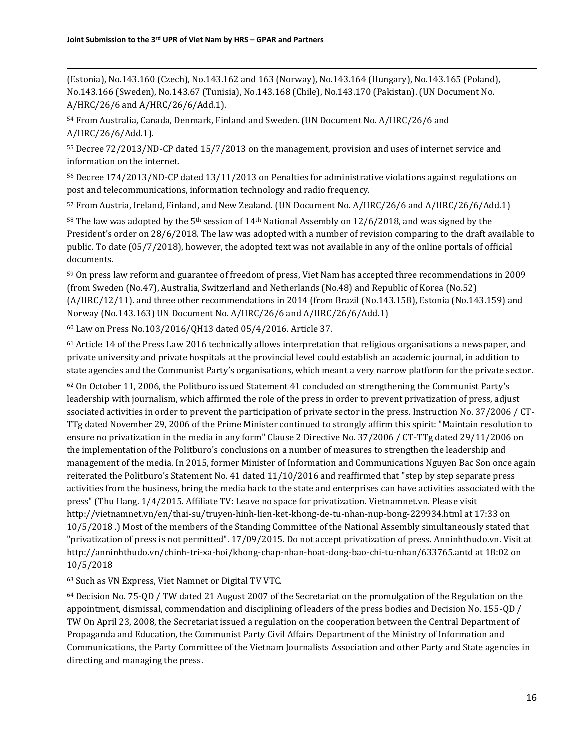(Estonia), No.143.160 (Czech), No.143.162 and 163 (Norway), No.143.164 (Hungary), No.143.165 (Poland), No.143.166 (Sweden), No.143.67 (Tunisia), No.143.168 (Chile), No.143.170 (Pakistan). (UN Document No. A/HRC/26/6 and A/HRC/26/6/Add.1).

[54] From Australia, Canada, Denmark, Finland and Sweden. (UN Document No. A/HRC/26/6 and A/HRC/26/6/Add.1).

[55] Decree 72/2013/ND-CP dated 15/7/2013 on the management, provision and uses of internet service and information on the internet.

[56] Decree 174/2013/ND-CP dated 13/11/2013 on Penalties for administrative violations against regulations on post and telecommunications, information technology and radio frequency.

[57] From Austria, Ireland, Finland, and New Zealand. (UN Document No. A/HRC/26/6 and A/HRC/26/6/Add.1)

[58] The law was adopted by the 5th session of 14th National Assembly on 12/6/2018, and was signed by the President's order on 28/6/2018. The law was adopted with a number of revision comparing to the draft available to public. To date (05/7/2018), however, the adopted text was not available in any of the online portals of official documents.

[59] On press law reform and guarantee of freedom of press, Viet Nam has accepted three recommendations in 2009 (from Sweden (No.47), Australia, Switzerland and Netherlands (No.48) and Republic of Korea (No.52) (A/HRC/12/11). and three other recommendations in 2014 (from Brazil (No.143.158), Estonia (No.143.159) and Norway (No.143.163) UN Document No. A/HRC/26/6 and A/HRC/26/6/Add.1)

[60] Law on Press No.103/2016/QH13 dated 05/4/2016. Article 37.

[61] Article 14 of the Press Law 2016 technically allows interpretation that religious organisations a newspaper, and private university and private hospitals at the provincial level could establish an academic journal, in addition to state agencies and the Communist Party's organisations, which meant a very narrow platform for the private sector.

[62] On October 11, 2006, the Politburo issued Statement 41 concluded on strengthening the Communist Party's leadership with journalism, which affirmed the role of the press in order to prevent privatization of press, adjust ssociated activities in order to prevent the participation of private sector in the press. Instruction No. 37/2006 / CT-TTg dated November 29, 2006 of the Prime Minister continued to strongly affirm this spirit: "Maintain resolution to ensure no privatization in the media in any form" Clause 2 Directive No. 37/2006 / CT-TTg dated 29/11/2006 on the implementation of the Politburo's conclusions on a number of measures to strengthen the leadership and management of the media. In 2015, former Minister of Information and Communications Nguyen Bac Son once again reiterated the Politburo's Statement No. 41 dated 11/10/2016 and reaffirmed that "step by step separate press activities from the business, bring the media back to the state and enterprises can have activities associated with the press" (Thu Hang. 1/4/2015. Affiliate TV: Leave no space for privatization. Vietnamnet.vn. Please visit http://vietnamnet.vn/en/thai-su/truyen-hinh-lien-ket-khong-de-tu-nhan-nup-bong-229934.html at 17:33 on 10/5/2018 .) Most of the members of the Standing Committee of the National Assembly simultaneously stated that "privatization of press is not permitted". 17/09/2015. Do not accept privatization of press. Anninhthudo.vn. Visit at http://anninhthudo.vn/chinh-tri-xa-hoi/khong-chap-nhan-hoat-dong-bao-chi-tu-nhan/633765.antd at 18:02 on 10/5/2018

[63] Such as VN Express, Viet Namnet or Digital TV VTC.

[64] Decision No. 75-QD / TW dated 21 August 2007 of the Secretariat on the promulgation of the Regulation on the appointment, dismissal, commendation and disciplining of leaders of the press bodies and Decision No. 155-QD / TW On April 23, 2008, the Secretariat issued a regulation on the cooperation between the Central Department of Propaganda and Education, the Communist Party Civil Affairs Department of the Ministry of Information and Communications, the Party Committee of the Vietnam Journalists Association and other Party and State agencies in directing and managing the press.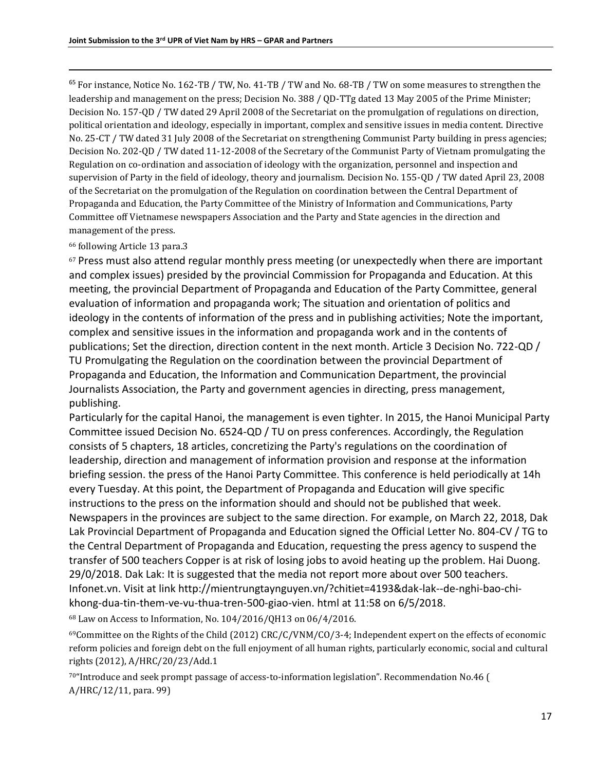[65] For instance, Notice No. 162-TB / TW, No. 41-TB / TW and No. 68-TB / TW on some measures to strengthen the leadership and management on the press; Decision No. 388 / QD-TTg dated 13 May 2005 of the Prime Minister; Decision No. 157-QD / TW dated 29 April 2008 of the Secretariat on the promulgation of regulations on direction, political orientation and ideology, especially in important, complex and sensitive issues in media content. Directive No. 25-CT / TW dated 31 July 2008 of the Secretariat on strengthening Communist Party building in press agencies; Decision No. 202-QD / TW dated 11-12-2008 of the Secretary of the Communist Party of Vietnam promulgating the Regulation on co-ordination and association of ideology with the organization, personnel and inspection and supervision of Party in the field of ideology, theory and journalism. Decision No. 155-QD / TW dated April 23, 2008 of the Secretariat on the promulgation of the Regulation on coordination between the Central Department of Propaganda and Education, the Party Committee of the Ministry of Information and Communications, Party Committee off Vietnamese newspapers Association and the Party and State agencies in the direction and management of the press.

[66] following Article 13 para.3

[67] Press must also attend regular monthly press meeting (or unexpectedly when there are important and complex issues) presided by the provincial Commission for Propaganda and Education. At this meeting, the provincial Department of Propaganda and Education of the Party Committee, general evaluation of information and propaganda work; The situation and orientation of politics and ideology in the contents of information of the press and in publishing activities; Note the important, complex and sensitive issues in the information and propaganda work and in the contents of publications; Set the direction, direction content in the next month. Article 3 Decision No. 722-QD / TU Promulgating the Regulation on the coordination between the provincial Department of Propaganda and Education, the Information and Communication Department, the provincial Journalists Association, the Party and government agencies in directing, press management, publishing.
Particularly for the capital Hanoi, the management is even tighter. In 2015, the Hanoi Municipal Party Committee issued Decision No. 6524-QD / TU on press conferences. Accordingly, the Regulation consists of 5 chapters, 18 articles, concretizing the Party's regulations on the coordination of leadership, direction and management of information provision and response at the information briefing session. the press of the Hanoi Party Committee. This conference is held periodically at 14h every Tuesday. At this point, the Department of Propaganda and Education will give specific instructions to the press on the information should and should not be published that week.
Newspapers in the provinces are subject to the same direction. For example, on March 22, 2018, Dak Lak Provincial Department of Propaganda and Education signed the Official Letter No. 804-CV / TG to the Central Department of Propaganda and Education, requesting the press agency to suspend the transfer of 500 teachers Copper is at risk of losing jobs to avoid heating up the problem. Hai Duong. 29/0/2018. Dak Lak: It is suggested that the media not report more about over 500 teachers. Infonet.vn. Visit at link http://mientrungtaynguyen.vn/?chitiet=4193&dak-lak--de-nghi-bao-chi-khong-dua-tin-them-ve-vu-thua-tren-500-giao-vien. html at 11:58 on 6/5/2018.

[68] Law on Access to Information, No. 104/2016/QH13 on 06/4/2016.

[69] Committee on the Rights of the Child (2012) CRC/C/VNM/CO/3-4; Independent expert on the effects of economic reform policies and foreign debt on the full enjoyment of all human rights, particularly economic, social and cultural rights (2012), A/HRC/20/23/Add.1

[70] "Introduce and seek prompt passage of access-to-information legislation". Recommendation No.46 ( A/HRC/12/11, para. 99)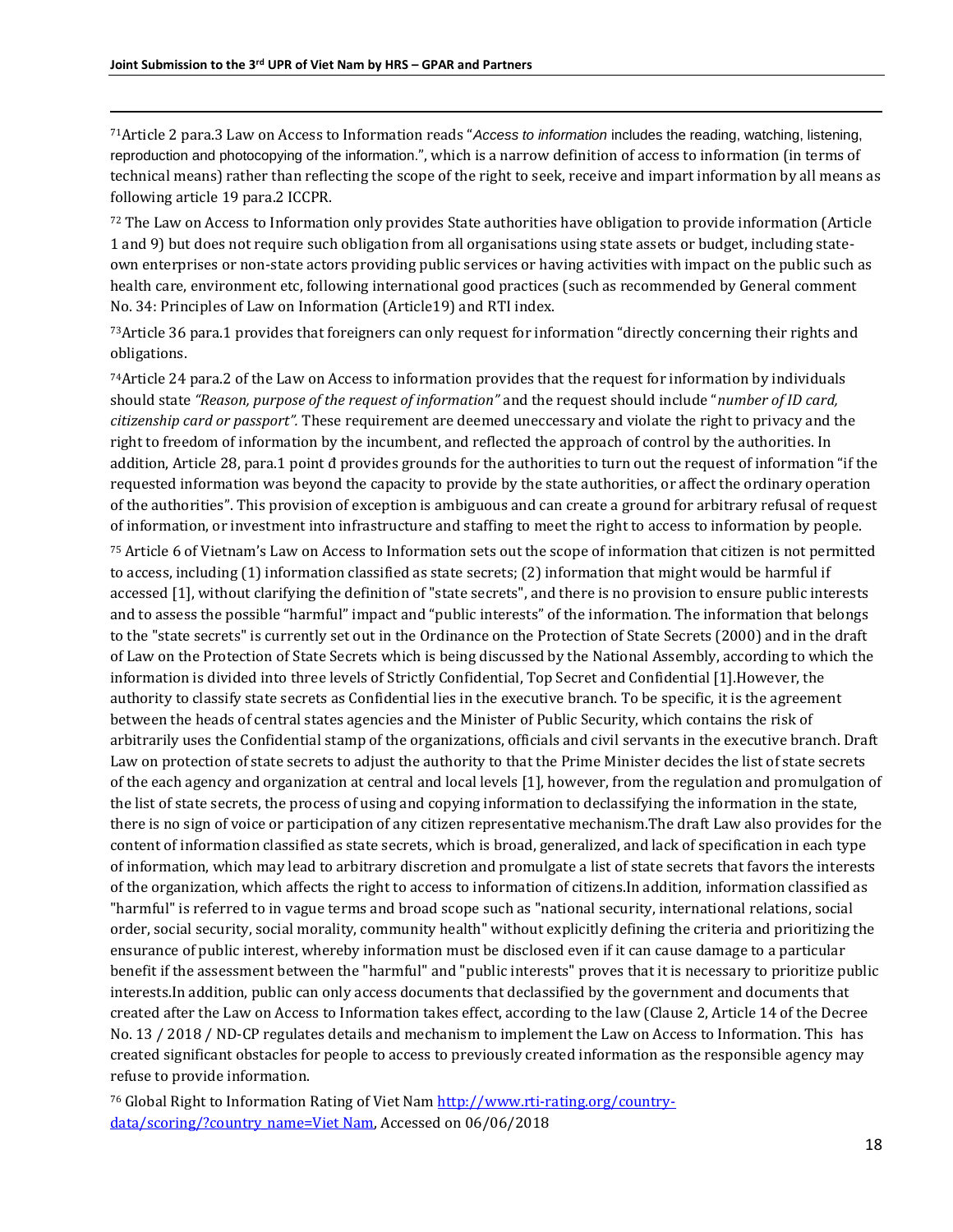[71]Article 2 para.3 Law on Access to Information reads "*Access to information* includes the reading, watching, listening, reproduction and photocopying of the information.", which is a narrow definition of access to information (in terms of technical means) rather than reflecting the scope of the right to seek, receive and impart information by all means as following article 19 para.2 ICCPR.

[72] The Law on Access to Information only provides State authorities have obligation to provide information (Article 1 and 9) but does not require such obligation from all organisations using state assets or budget, including state-own enterprises or non-state actors providing public services or having activities with impact on the public such as health care, environment etc, following international good practices (such as recommended by General comment No. 34: Principles of Law on Information (Article19) and RTI index.

[73]Article 36 para.1 provides that foreigners can only request for information "directly concerning their rights and obligations.

[74]Article 24 para.2 of the Law on Access to information provides that the request for information by individuals should state *"Reason, purpose of the request of information"* and the request should include "*number of ID card, citizenship card or passport".* These requirement are deemed uneccessary and violate the right to privacy and the right to freedom of information by the incumbent, and reflected the approach of control by the authorities. In addition, Article 28, para.1 point đ provides grounds for the authorities to turn out the request of information "if the requested information was beyond the capacity to provide by the state authorities, or affect the ordinary operation of the authorities". This provision of exception is ambiguous and can create a ground for arbitrary refusal of request of information, or investment into infrastructure and staffing to meet the right to access to information by people.

[75] Article 6 of Vietnam's Law on Access to Information sets out the scope of information that citizen is not permitted to access, including (1) information classified as state secrets; (2) information that might would be harmful if accessed [1], without clarifying the definition of "state secrets", and there is no provision to ensure public interests and to assess the possible "harmful" impact and "public interests" of the information. The information that belongs to the "state secrets" is currently set out in the Ordinance on the Protection of State Secrets (2000) and in the draft of Law on the Protection of State Secrets which is being discussed by the National Assembly, according to which the information is divided into three levels of Strictly Confidential, Top Secret and Confidential [1].However, the authority to classify state secrets as Confidential lies in the executive branch. To be specific, it is the agreement between the heads of central states agencies and the Minister of Public Security, which contains the risk of arbitrarily uses the Confidential stamp of the organizations, officials and civil servants in the executive branch. Draft Law on protection of state secrets to adjust the authority to that the Prime Minister decides the list of state secrets of the each agency and organization at central and local levels [1], however, from the regulation and promulgation of the list of state secrets, the process of using and copying information to declassifying the information in the state, there is no sign of voice or participation of any citizen representative mechanism.The draft Law also provides for the content of information classified as state secrets, which is broad, generalized, and lack of specification in each type of information, which may lead to arbitrary discretion and promulgate a list of state secrets that favors the interests of the organization, which affects the right to access to information of citizens.In addition, information classified as "harmful" is referred to in vague terms and broad scope such as "national security, international relations, social order, social security, social morality, community health" without explicitly defining the criteria and prioritizing the ensurance of public interest, whereby information must be disclosed even if it can cause damage to a particular benefit if the assessment between the "harmful" and "public interests" proves that it is necessary to prioritize public interests.In addition, public can only access documents that declassified by the government and documents that created after the Law on Access to Information takes effect, according to the law (Clause 2, Article 14 of the Decree No. 13 / 2018 / ND-CP regulates details and mechanism to implement the Law on Access to Information. This has created significant obstacles for people to access to previously created information as the responsible agency may refuse to provide information.

[76] Global Right to Information Rating of Viet Nam [http://www.rti-rating.org/country-data/scoring/?country_name=Viet Nam](http://www.rti-rating.org/country-data/scoring/?country_name=Viet Nam), Accessed on 06/06/2018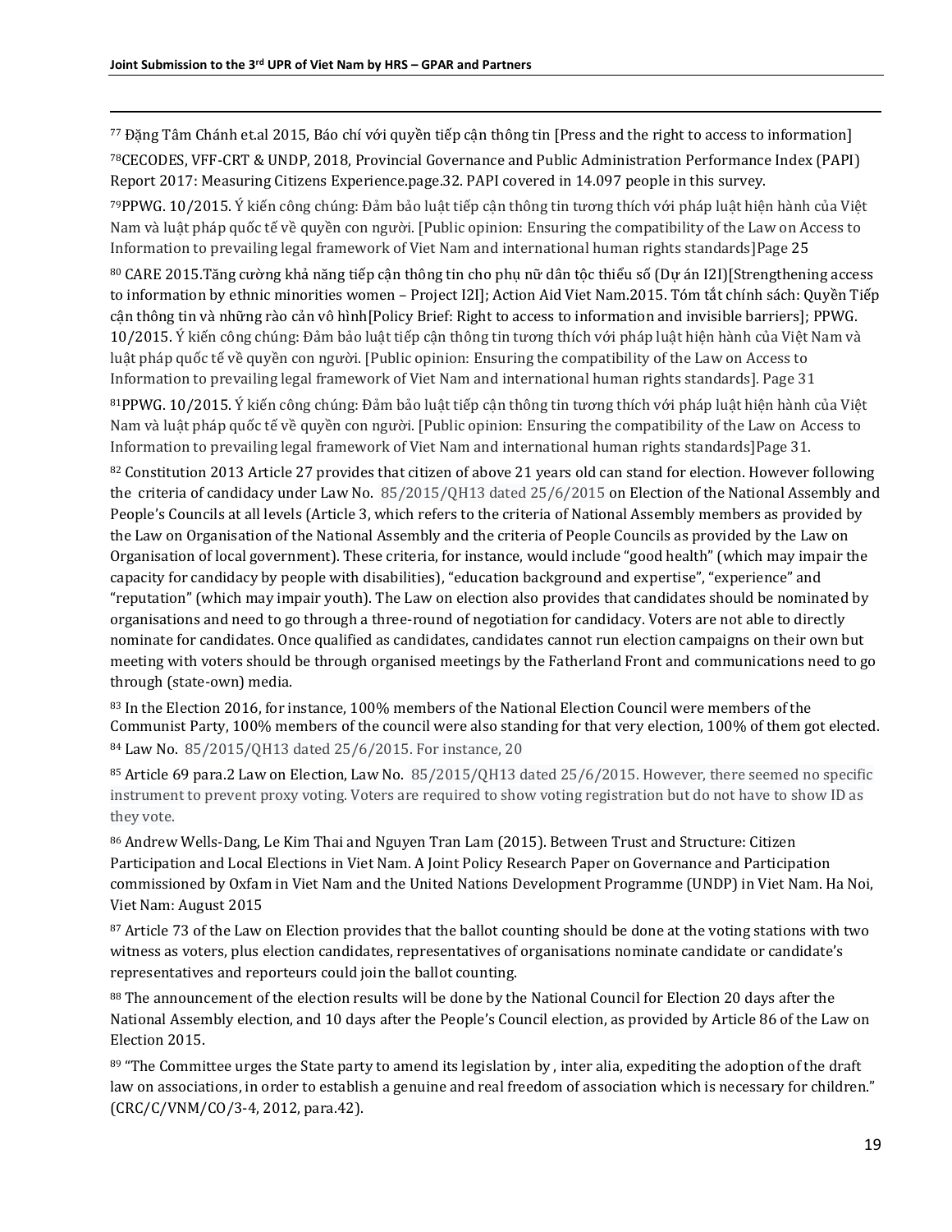[77] Đặng Tâm Chánh et.al 2015, Báo chí với quyền tiếp cận thông tin [Press and the right to access to information]

[78]CECODES, VFF-CRT & UNDP, 2018, Provincial Governance and Public Administration Performance Index (PAPI) Report 2017: Measuring Citizens Experience.page.32. PAPI covered in 14.097 people in this survey.

[79]PPWG. 10/2015. Ý kiến công chúng: Đảm bảo luật tiếp cận thông tin tương thích với pháp luật hiện hành của Việt Nam và luật pháp quốc tế về quyền con người. [Public opinion: Ensuring the compatibility of the Law on Access to Information to prevailing legal framework of Viet Nam and international human rights standards]Page 25

[80] CARE 2015.Tăng cường khả năng tiếp cận thông tin cho phụ nữ dân tộc thiểu số (Dự án I2I)[Strengthening access to information by ethnic minorities women – Project I2I]; Action Aid Viet Nam.2015. Tóm tắt chính sách: Quyền Tiếp cận thông tin và những rào cản vô hình[Policy Brief: Right to access to information and invisible barriers]; PPWG. 10/2015. Ý kiến công chúng: Đảm bảo luật tiếp cận thông tin tương thích với pháp luật hiện hành của Việt Nam và luật pháp quốc tế về quyền con người. [Public opinion: Ensuring the compatibility of the Law on Access to Information to prevailing legal framework of Viet Nam and international human rights standards]. Page 31

[81]PPWG. 10/2015. Ý kiến công chúng: Đảm bảo luật tiếp cận thông tin tương thích với pháp luật hiện hành của Việt Nam và luật pháp quốc tế về quyền con người. [Public opinion: Ensuring the compatibility of the Law on Access to Information to prevailing legal framework of Viet Nam and international human rights standards]Page 31.

[82] Constitution 2013 Article 27 provides that citizen of above 21 years old can stand for election. However following the criteria of candidacy under Law No. 85/2015/QH13 dated 25/6/2015 on Election of the National Assembly and People's Councils at all levels (Article 3, which refers to the criteria of National Assembly members as provided by the Law on Organisation of the National Assembly and the criteria of People Councils as provided by the Law on Organisation of local government). These criteria, for instance, would include "good health" (which may impair the capacity for candidacy by people with disabilities), "education background and expertise", "experience" and "reputation" (which may impair youth). The Law on election also provides that candidates should be nominated by organisations and need to go through a three-round of negotiation for candidacy. Voters are not able to directly nominate for candidates. Once qualified as candidates, candidates cannot run election campaigns on their own but meeting with voters should be through organised meetings by the Fatherland Front and communications need to go through (state-own) media.

[83] In the Election 2016, for instance, 100% members of the National Election Council were members of the Communist Party, 100% members of the council were also standing for that very election, 100% of them got elected.

[84] Law No. 85/2015/QH13 dated 25/6/2015. For instance, 20

[85] Article 69 para.2 Law on Election, Law No. 85/2015/QH13 dated 25/6/2015. However, there seemed no specific instrument to prevent proxy voting. Voters are required to show voting registration but do not have to show ID as they vote.

[86] Andrew Wells-Dang, Le Kim Thai and Nguyen Tran Lam (2015). Between Trust and Structure: Citizen Participation and Local Elections in Viet Nam. A Joint Policy Research Paper on Governance and Participation commissioned by Oxfam in Viet Nam and the United Nations Development Programme (UNDP) in Viet Nam. Ha Noi, Viet Nam: August 2015

[87] Article 73 of the Law on Election provides that the ballot counting should be done at the voting stations with two witness as voters, plus election candidates, representatives of organisations nominate candidate or candidate's representatives and reporteurs could join the ballot counting.

[88] The announcement of the election results will be done by the National Council for Election 20 days after the National Assembly election, and 10 days after the People's Council election, as provided by Article 86 of the Law on Election 2015.

[89] "The Committee urges the State party to amend its legislation by , inter alia, expediting the adoption of the draft law on associations, in order to establish a genuine and real freedom of association which is necessary for children." (CRC/C/VNM/CO/3-4, 2012, para.42).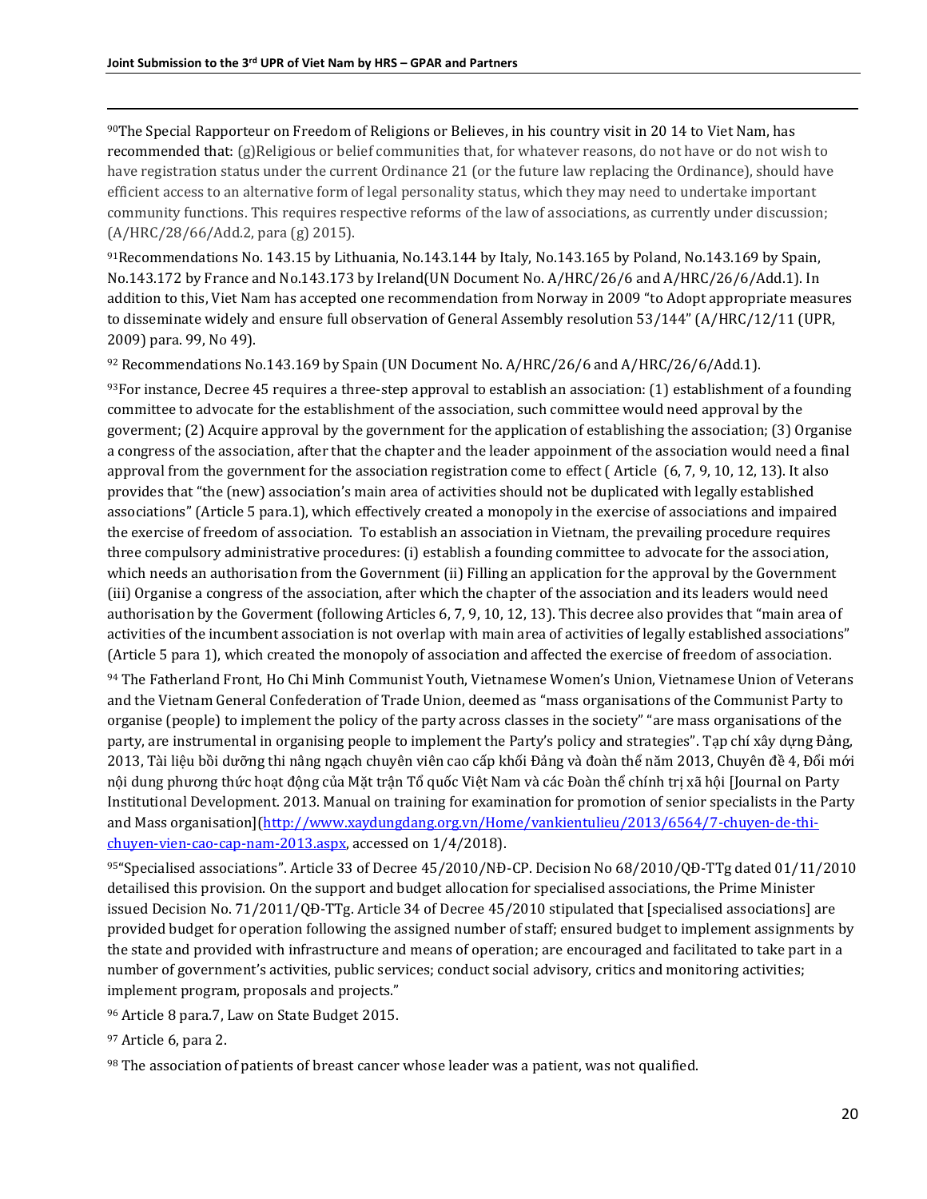[90]The Special Rapporteur on Freedom of Religions or Believes, in his country visit in 20 14 to Viet Nam, has recommended that: (g)Religious or belief communities that, for whatever reasons, do not have or do not wish to have registration status under the current Ordinance 21 (or the future law replacing the Ordinance), should have efficient access to an alternative form of legal personality status, which they may need to undertake important community functions. This requires respective reforms of the law of associations, as currently under discussion; (A/HRC/28/66/Add.2, para (g) 2015).

[91]Recommendations No. 143.15 by Lithuania, No.143.144 by Italy, No.143.165 by Poland, No.143.169 by Spain, No.143.172 by France and No.143.173 by Ireland(UN Document No. A/HRC/26/6 and A/HRC/26/6/Add.1). In addition to this, Viet Nam has accepted one recommendation from Norway in 2009 "to Adopt appropriate measures to disseminate widely and ensure full observation of General Assembly resolution 53/144" (A/HRC/12/11 (UPR, 2009) para. 99, No 49).

[92] Recommendations No.143.169 by Spain (UN Document No. A/HRC/26/6 and A/HRC/26/6/Add.1).

[93]For instance, Decree 45 requires a three-step approval to establish an association: (1) establishment of a founding committee to advocate for the establishment of the association, such committee would need approval by the goverment; (2) Acquire approval by the government for the application of establishing the association; (3) Organise a congress of the association, after that the chapter and the leader appoinment of the association would need a final approval from the government for the association registration come to effect ( Article (6, 7, 9, 10, 12, 13). It also provides that "the (new) association's main area of activities should not be duplicated with legally established associations" (Article 5 para.1), which effectively created a monopoly in the exercise of associations and impaired the exercise of freedom of association. To establish an association in Vietnam, the prevailing procedure requires three compulsory administrative procedures: (i) establish a founding committee to advocate for the association, which needs an authorisation from the Government (ii) Filling an application for the approval by the Government (iii) Organise a congress of the association, after which the chapter of the association and its leaders would need authorisation by the Goverment (following Articles 6, 7, 9, 10, 12, 13). This decree also provides that "main area of activities of the incumbent association is not overlap with main area of activities of legally established associations" (Article 5 para 1), which created the monopoly of association and affected the exercise of freedom of association.

[94] The Fatherland Front, Ho Chi Minh Communist Youth, Vietnamese Women's Union, Vietnamese Union of Veterans and the Vietnam General Confederation of Trade Union, deemed as "mass organisations of the Communist Party to organise (people) to implement the policy of the party across classes in the society" "are mass organisations of the party, are instrumental in organising people to implement the Party's policy and strategies". Tạp chí xây dựng Đảng, 2013, Tài liệu bồi dưỡng thi nâng ngạch chuyên viên cao cấp khối Đảng và đoàn thể năm 2013, Chuyên đề 4, Đổi mới nội dung phương thức hoạt động của Mặt trận Tổ quốc Việt Nam và các Đoàn thể chính trị xã hội [Journal on Party Institutional Development. 2013. Manual on training for examination for promotion of senior specialists in the Party and Mass organisation](http://www.xaydungdang.org.vn/Home/vankientulieu/2013/6564/7-chuyen-de-thi-chuyen-vien-cao-cap-nam-2013.aspx, accessed on 1/4/2018).

[95]"Specialised associations". Article 33 of Decree 45/2010/NĐ-CP. Decision No 68/2010/QĐ-TTg dated 01/11/2010 detailised this provision. On the support and budget allocation for specialised associations, the Prime Minister issued Decision No. 71/2011/QĐ-TTg. Article 34 of Decree 45/2010 stipulated that [specialised associations] are provided budget for operation following the assigned number of staff; ensured budget to implement assignments by the state and provided with infrastructure and means of operation; are encouraged and facilitated to take part in a number of government's activities, public services; conduct social advisory, critics and monitoring activities; implement program, proposals and projects."

[96] Article 8 para.7, Law on State Budget 2015.

[97] Article 6, para 2.

[98] The association of patients of breast cancer whose leader was a patient, was not qualified.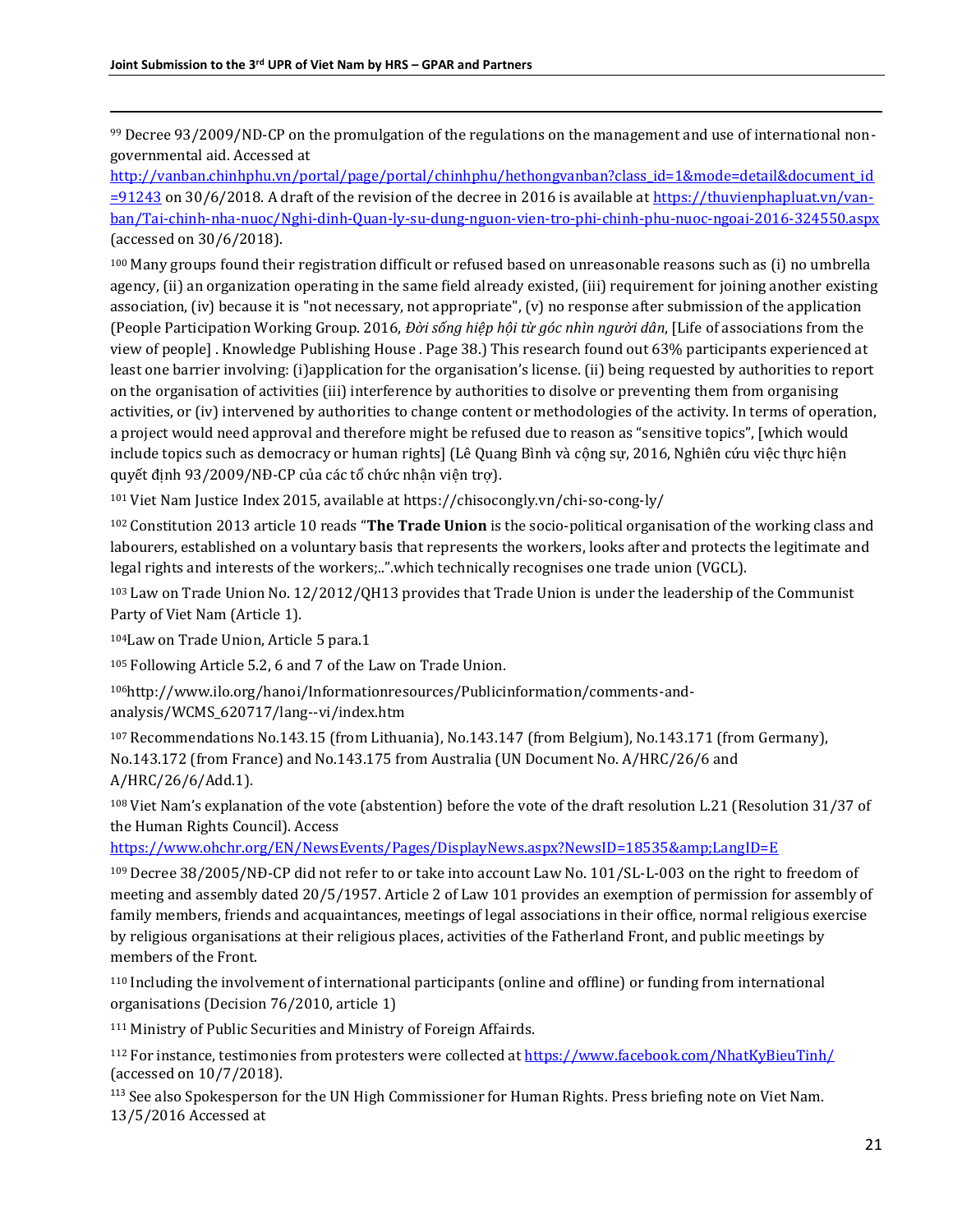[99] Decree 93/2009/ND-CP on the promulgation of the regulations on the management and use of international non-governmental aid. Accessed at http://vanban.chinhphu.vn/portal/page/portal/chinhphu/hethongvanban?class_id=1&mode=detail&document_id=91243 on 30/6/2018. A draft of the revision of the decree in 2016 is available at https://thuvienphapluat.vn/van-ban/Tai-chinh-nha-nuoc/Nghi-dinh-Quan-ly-su-dung-nguon-vien-tro-phi-chinh-phu-nuoc-ngoai-2016-324550.aspx (accessed on 30/6/2018).

[100] Many groups found their registration difficult or refused based on unreasonable reasons such as (i) no umbrella agency, (ii) an organization operating in the same field already existed, (iii) requirement for joining another existing association, (iv) because it is "not necessary, not appropriate", (v) no response after submission of the application (People Participation Working Group. 2016, *Đời sống hiệp hội từ góc nhìn người dân*, [Life of associations from the view of people] . Knowledge Publishing House . Page 38.) This research found out 63% participants experienced at least one barrier involving: (i)application for the organisation's license. (ii) being requested by authorities to report on the organisation of activities (iii) interference by authorities to disolve or preventing them from organising activities, or (iv) intervened by authorities to change content or methodologies of the activity. In terms of operation, a project would need approval and therefore might be refused due to reason as "sensitive topics", [which would include topics such as democracy or human rights] (Lê Quang Bình và cộng sự, 2016, Nghiên cứu việc thực hiện quyết định 93/2009/NĐ-CP của các tổ chức nhận viện trợ).

[101] Viet Nam Justice Index 2015, available at https://chisocongly.vn/chi-so-cong-ly/

[102] Constitution 2013 article 10 reads "**The Trade Union** is the socio-political organisation of the working class and labourers, established on a voluntary basis that represents the workers, looks after and protects the legitimate and legal rights and interests of the workers;..".which technically recognises one trade union (VGCL).

[103] Law on Trade Union No. 12/2012/QH13 provides that Trade Union is under the leadership of the Communist Party of Viet Nam (Article 1).

[104] Law on Trade Union, Article 5 para.1

[105] Following Article 5.2, 6 and 7 of the Law on Trade Union.

[106] http://www.ilo.org/hanoi/Informationresources/Publicinformation/comments-and-analysis/WCMS_620717/lang--vi/index.htm

[107] Recommendations No.143.15 (from Lithuania), No.143.147 (from Belgium), No.143.171 (from Germany), No.143.172 (from France) and No.143.175 from Australia (UN Document No. A/HRC/26/6 and A/HRC/26/6/Add.1).

[108] Viet Nam's explanation of the vote (abstention) before the vote of the draft resolution L.21 (Resolution 31/37 of the Human Rights Council). Access https://www.ohchr.org/EN/NewsEvents/Pages/DisplayNews.aspx?NewsID=18535&amp;LangID=E

[109] Decree 38/2005/NĐ-CP did not refer to or take into account Law No. 101/SL-L-003 on the right to freedom of meeting and assembly dated 20/5/1957. Article 2 of Law 101 provides an exemption of permission for assembly of family members, friends and acquaintances, meetings of legal associations in their office, normal religious exercise by religious organisations at their religious places, activities of the Fatherland Front, and public meetings by members of the Front.

[110] Including the involvement of international participants (online and offline) or funding from international organisations (Decision 76/2010, article 1)

[111] Ministry of Public Securities and Ministry of Foreign Affairds.

[112] For instance, testimonies from protesters were collected at https://www.facebook.com/NhatKyBieuTinh/ (accessed on 10/7/2018).

[113] See also Spokesperson for the UN High Commissioner for Human Rights. Press briefing note on Viet Nam. 13/5/2016 Accessed at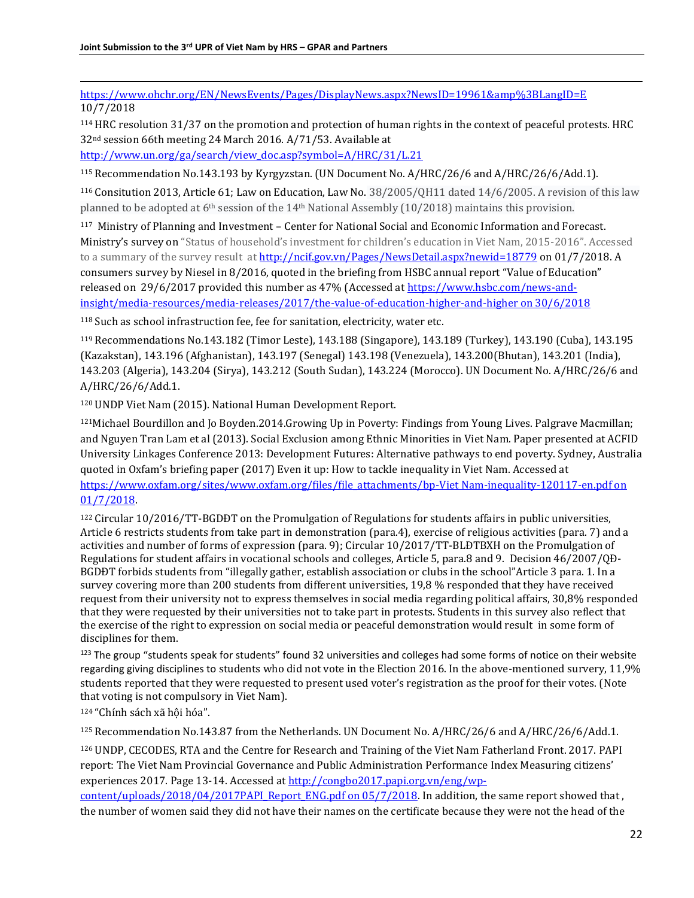https://www.ohchr.org/EN/NewsEvents/Pages/DisplayNews.aspx?NewsID=19961&amp%3BLangID=E 10/7/2018

[114] HRC resolution 31/37 on the promotion and protection of human rights in the context of peaceful protests. HRC 32nd session 66th meeting 24 March 2016. A/71/53. Available at http://www.un.org/ga/search/view_doc.asp?symbol=A/HRC/31/L.21

[115] Recommendation No.143.193 by Kyrgyzstan. (UN Document No. A/HRC/26/6 and A/HRC/26/6/Add.1).

[116] Consitution 2013, Article 61; Law on Education, Law No. 38/2005/QH11 dated 14/6/2005. A revision of this law planned to be adopted at 6th session of the 14th National Assembly (10/2018) maintains this provision.

[117] Ministry of Planning and Investment – Center for National Social and Economic Information and Forecast. Ministry's survey on "Status of household's investment for children's education in Viet Nam, 2015-2016". Accessed to a summary of the survey result at http://ncif.gov.vn/Pages/NewsDetail.aspx?newid=18779 on 01/7/2018. A consumers survey by Niesel in 8/2016, quoted in the briefing from HSBC annual report "Value of Education" released on 29/6/2017 provided this number as 47% (Accessed at https://www.hsbc.com/news-and-insight/media-resources/media-releases/2017/the-value-of-education-higher-and-higher on 30/6/2018

[118] Such as school infrastruction fee, fee for sanitation, electricity, water etc.

[119] Recommendations No.143.182 (Timor Leste), 143.188 (Singapore), 143.189 (Turkey), 143.190 (Cuba), 143.195 (Kazakstan), 143.196 (Afghanistan), 143.197 (Senegal) 143.198 (Venezuela), 143.200(Bhutan), 143.201 (India), 143.203 (Algeria), 143.204 (Sirya), 143.212 (South Sudan), 143.224 (Morocco). UN Document No. A/HRC/26/6 and A/HRC/26/6/Add.1.

[120] UNDP Viet Nam (2015). National Human Development Report.

[121] Michael Bourdillon and Jo Boyden.2014.Growing Up in Poverty: Findings from Young Lives. Palgrave Macmillan; and Nguyen Tran Lam et al (2013). Social Exclusion among Ethnic Minorities in Viet Nam. Paper presented at ACFID University Linkages Conference 2013: Development Futures: Alternative pathways to end poverty. Sydney, Australia quoted in Oxfam's briefing paper (2017) Even it up: How to tackle inequality in Viet Nam. Accessed at https://www.oxfam.org/sites/www.oxfam.org/files/file_attachments/bp-Viet Nam-inequality-120117-en.pdf on 01/7/2018.

[122] Circular 10/2016/TT-BGDĐT on the Promulgation of Regulations for students affairs in public universities, Article 6 restricts students from take part in demonstration (para.4), exercise of religious activities (para. 7) and a activities and number of forms of expression (para. 9); Circular 10/2017/TT-BLĐTBXH on the Promulgation of Regulations for student affairs in vocational schools and colleges, Article 5, para.8 and 9. Decision 46/2007/QĐ-BGDĐT forbids students from "illegally gather, establish association or clubs in the school"Article 3 para. 1. In a survey covering more than 200 students from different universities, 19,8 % responded that they have received request from their university not to express themselves in social media regarding political affairs, 30,8% responded that they were requested by their universities not to take part in protests. Students in this survey also reflect that the exercise of the right to expression on social media or peaceful demonstration would result in some form of disciplines for them.

[123] The group "students speak for students" found 32 universities and colleges had some forms of notice on their website regarding giving disciplines to students who did not vote in the Election 2016. In the above-mentioned survery, 11,9% students reported that they were requested to present used voter's registration as the proof for their votes. (Note that voting is not compulsory in Viet Nam).

[124] "Chính sách xã hội hóa".

[125] Recommendation No.143.87 from the Netherlands. UN Document No. A/HRC/26/6 and A/HRC/26/6/Add.1.

[126] UNDP, CECODES, RTA and the Centre for Research and Training of the Viet Nam Fatherland Front. 2017. PAPI report: The Viet Nam Provincial Governance and Public Administration Performance Index Measuring citizens' experiences 2017. Page 13-14. Accessed at http://congbo2017.papi.org.vn/eng/wp-content/uploads/2018/04/2017PAPI_Report_ENG.pdf on 05/7/2018. In addition, the same report showed that , the number of women said they did not have their names on the certificate because they were not the head of the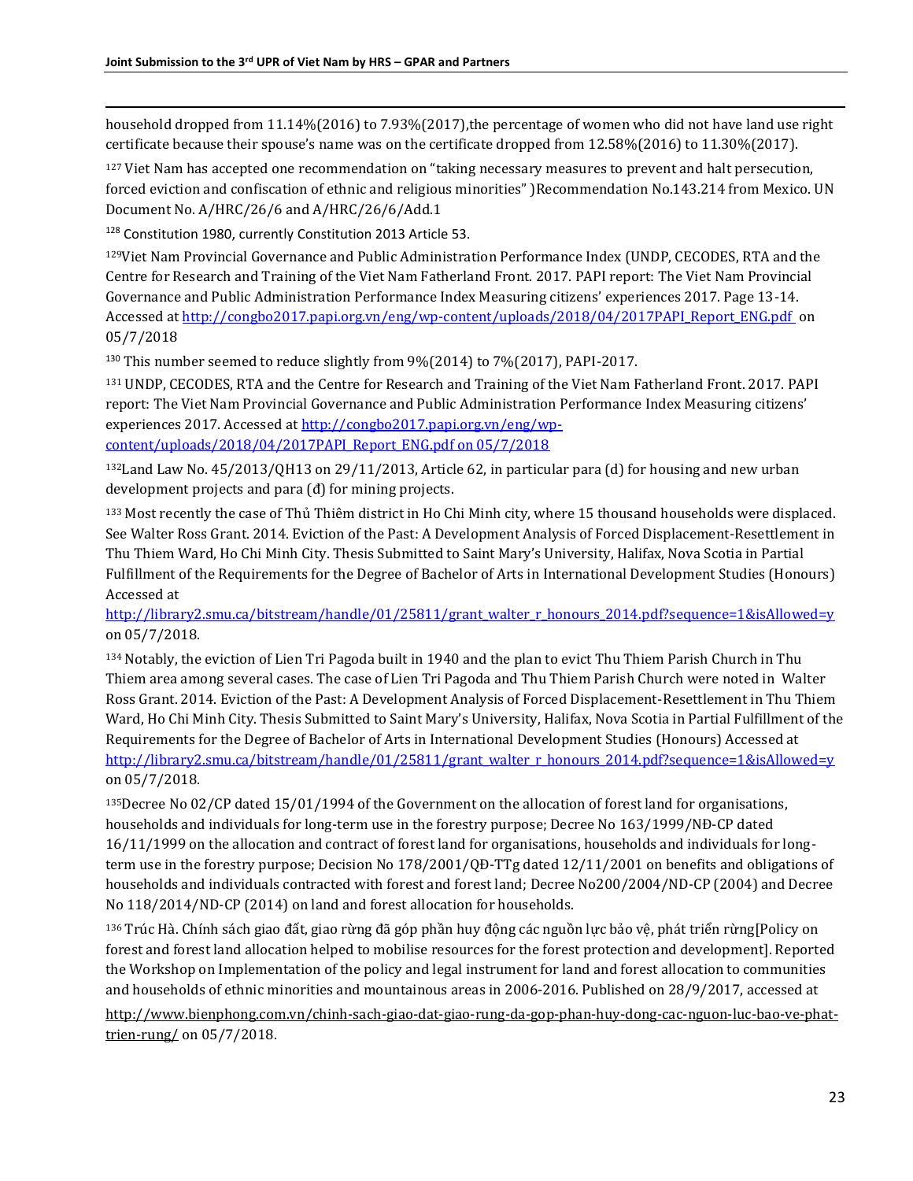household dropped from 11.14%(2016) to 7.93%(2017),the percentage of women who did not have land use right certificate because their spouse's name was on the certificate dropped from 12.58%(2016) to 11.30%(2017).

[127] Viet Nam has accepted one recommendation on "taking necessary measures to prevent and halt persecution, forced eviction and confiscation of ethnic and religious minorities" )Recommendation No.143.214 from Mexico. UN Document No. A/HRC/26/6 and A/HRC/26/6/Add.1

[128] Constitution 1980, currently Constitution 2013 Article 53.

[129] Viet Nam Provincial Governance and Public Administration Performance Index (UNDP, CECODES, RTA and the Centre for Research and Training of the Viet Nam Fatherland Front. 2017. PAPI report: The Viet Nam Provincial Governance and Public Administration Performance Index Measuring citizens' experiences 2017. Page 13-14. Accessed at http://congbo2017.papi.org.vn/eng/wp-content/uploads/2018/04/2017PAPI_Report_ENG.pdf on 05/7/2018

[130] This number seemed to reduce slightly from 9%(2014) to 7%(2017), PAPI-2017.

[131] UNDP, CECODES, RTA and the Centre for Research and Training of the Viet Nam Fatherland Front. 2017. PAPI report: The Viet Nam Provincial Governance and Public Administration Performance Index Measuring citizens' experiences 2017. Accessed at http://congbo2017.papi.org.vn/eng/wp-content/uploads/2018/04/2017PAPI_Report_ENG.pdf on 05/7/2018

[132] Land Law No. 45/2013/QH13 on 29/11/2013, Article 62, in particular para (d) for housing and new urban development projects and para (đ) for mining projects.

[133] Most recently the case of Thủ Thiêm district in Ho Chi Minh city, where 15 thousand households were displaced. See Walter Ross Grant. 2014. Eviction of the Past: A Development Analysis of Forced Displacement-Resettlement in Thu Thiem Ward, Ho Chi Minh City. Thesis Submitted to Saint Mary's University, Halifax, Nova Scotia in Partial Fulfillment of the Requirements for the Degree of Bachelor of Arts in International Development Studies (Honours) Accessed at http://library2.smu.ca/bitstream/handle/01/25811/grant_walter_r_honours_2014.pdf?sequence=1&isAllowed=y on 05/7/2018.

[134] Notably, the eviction of Lien Tri Pagoda built in 1940 and the plan to evict Thu Thiem Parish Church in Thu Thiem area among several cases. The case of Lien Tri Pagoda and Thu Thiem Parish Church were noted in Walter Ross Grant. 2014. Eviction of the Past: A Development Analysis of Forced Displacement-Resettlement in Thu Thiem Ward, Ho Chi Minh City. Thesis Submitted to Saint Mary's University, Halifax, Nova Scotia in Partial Fulfillment of the Requirements for the Degree of Bachelor of Arts in International Development Studies (Honours) Accessed at http://library2.smu.ca/bitstream/handle/01/25811/grant_walter_r_honours_2014.pdf?sequence=1&isAllowed=y on 05/7/2018.

[135] Decree No 02/CP dated 15/01/1994 of the Government on the allocation of forest land for organisations, households and individuals for long-term use in the forestry purpose; Decree No 163/1999/NĐ-CP dated 16/11/1999 on the allocation and contract of forest land for organisations, households and individuals for long-term use in the forestry purpose; Decision No 178/2001/QĐ-TTg dated 12/11/2001 on benefits and obligations of households and individuals contracted with forest and forest land; Decree No200/2004/ND-CP (2004) and Decree No 118/2014/ND-CP (2014) on land and forest allocation for households.

[136] Trúc Hà. Chính sách giao đất, giao rừng đã góp phần huy động các nguồn lực bảo vệ, phát triển rừng[Policy on forest and forest land allocation helped to mobilise resources for the forest protection and development]. Reported the Workshop on Implementation of the policy and legal instrument for land and forest allocation to communities and households of ethnic minorities and mountainous areas in 2006-2016. Published on 28/9/2017, accessed at http://www.bienphong.com.vn/chinh-sach-giao-dat-giao-rung-da-gop-phan-huy-dong-cac-nguon-luc-bao-ve-phat-trien-rung/ on 05/7/2018.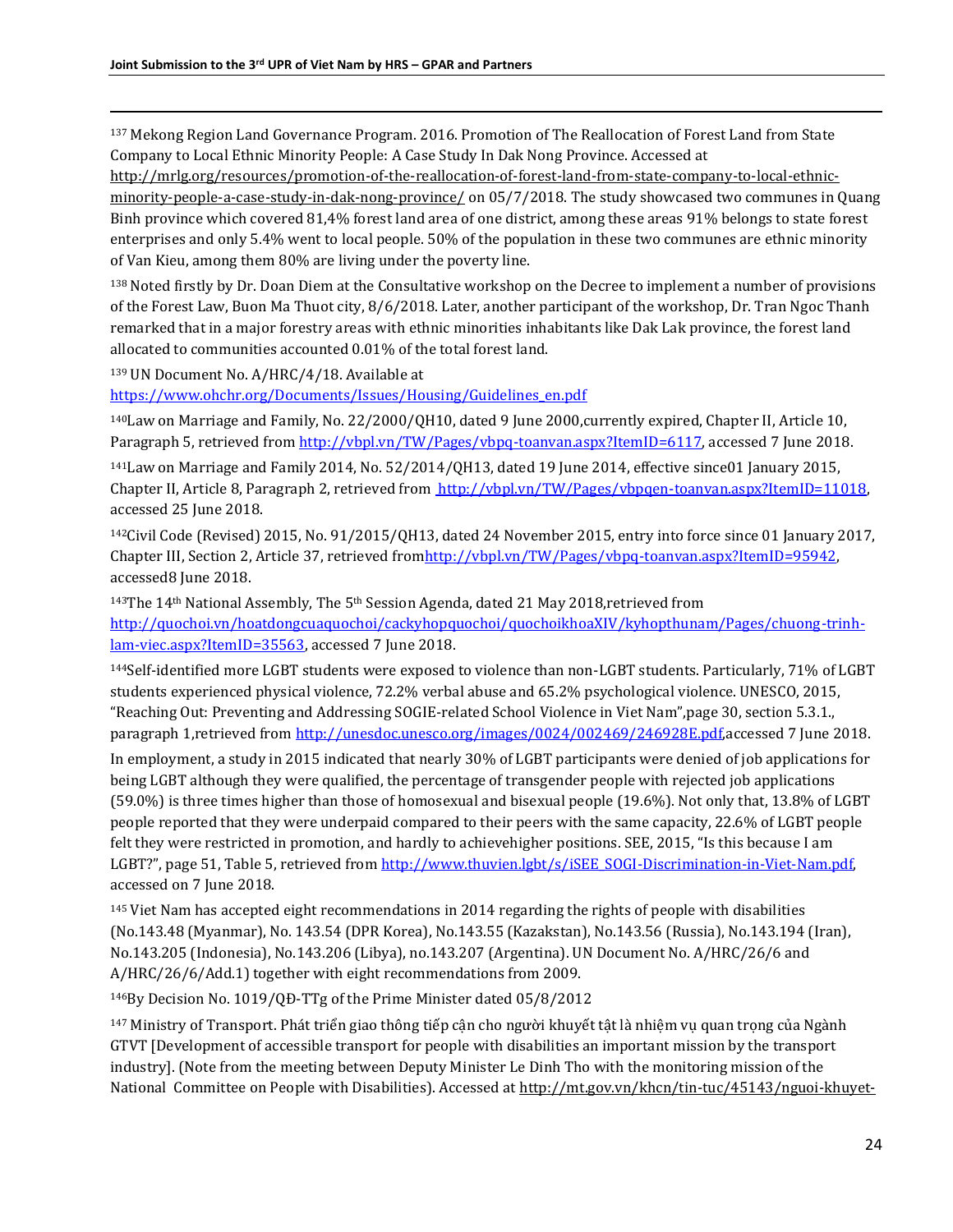[137] Mekong Region Land Governance Program. 2016. Promotion of The Reallocation of Forest Land from State Company to Local Ethnic Minority People: A Case Study In Dak Nong Province. Accessed at http://mrlg.org/resources/promotion-of-the-reallocation-of-forest-land-from-state-company-to-local-ethnic-minority-people-a-case-study-in-dak-nong-province/ on 05/7/2018. The study showcased two communes in Quang Binh province which covered 81,4% forest land area of one district, among these areas 91% belongs to state forest enterprises and only 5.4% went to local people. 50% of the population in these two communes are ethnic minority of Van Kieu, among them 80% are living under the poverty line.

[138] Noted firstly by Dr. Doan Diem at the Consultative workshop on the Decree to implement a number of provisions of the Forest Law, Buon Ma Thuot city, 8/6/2018. Later, another participant of the workshop, Dr. Tran Ngoc Thanh remarked that in a major forestry areas with ethnic minorities inhabitants like Dak Lak province, the forest land allocated to communities accounted 0.01% of the total forest land.

[139] UN Document No. A/HRC/4/18. Available at https://www.ohchr.org/Documents/Issues/Housing/Guidelines_en.pdf

[140]Law on Marriage and Family, No. 22/2000/QH10, dated 9 June 2000,currently expired, Chapter II, Article 10, Paragraph 5, retrieved from http://vbpl.vn/TW/Pages/vbpq-toanvan.aspx?ItemID=6117, accessed 7 June 2018.

[141]Law on Marriage and Family 2014, No. 52/2014/QH13, dated 19 June 2014, effective since01 January 2015, Chapter II, Article 8, Paragraph 2, retrieved from http://vbpl.vn/TW/Pages/vbpqen-toanvan.aspx?ItemID=11018, accessed 25 June 2018.

[142]Civil Code (Revised) 2015, No. 91/2015/QH13, dated 24 November 2015, entry into force since 01 January 2017, Chapter III, Section 2, Article 37, retrieved fromhttp://vbpl.vn/TW/Pages/vbpq-toanvan.aspx?ItemID=95942, accessed8 June 2018.

[143]The 14th National Assembly, The 5th Session Agenda, dated 21 May 2018,retrieved from http://quochoi.vn/hoatdongcuaquochoi/cackyhopquochoi/quochoikhoaXIV/kyhopthunam/Pages/chuong-trinh-lam-viec.aspx?ItemID=35563, accessed 7 June 2018.

[144]Self-identified more LGBT students were exposed to violence than non-LGBT students. Particularly, 71% of LGBT students experienced physical violence, 72.2% verbal abuse and 65.2% psychological violence. UNESCO, 2015, "Reaching Out: Preventing and Addressing SOGIE-related School Violence in Viet Nam",page 30, section 5.3.1., paragraph 1,retrieved from http://unesdoc.unesco.org/images/0024/002469/246928E.pdf,accessed 7 June 2018.

In employment, a study in 2015 indicated that nearly 30% of LGBT participants were denied of job applications for being LGBT although they were qualified, the percentage of transgender people with rejected job applications (59.0%) is three times higher than those of homosexual and bisexual people (19.6%). Not only that, 13.8% of LGBT people reported that they were underpaid compared to their peers with the same capacity, 22.6% of LGBT people felt they were restricted in promotion, and hardly to achievehigher positions. SEE, 2015, "Is this because I am LGBT?", page 51, Table 5, retrieved from http://www.thuvien.lgbt/s/iSEE_SOGI-Discrimination-in-Viet-Nam.pdf, accessed on 7 June 2018.

[145] Viet Nam has accepted eight recommendations in 2014 regarding the rights of people with disabilities (No.143.48 (Myanmar), No. 143.54 (DPR Korea), No.143.55 (Kazakstan), No.143.56 (Russia), No.143.194 (Iran), No.143.205 (Indonesia), No.143.206 (Libya), no.143.207 (Argentina). UN Document No. A/HRC/26/6 and A/HRC/26/6/Add.1) together with eight recommendations from 2009.

[146]By Decision No. 1019/QĐ-TTg of the Prime Minister dated 05/8/2012

[147] Ministry of Transport. Phát triển giao thông tiếp cận cho người khuyết tật là nhiệm vụ quan trọng của Ngành GTVT [Development of accessible transport for people with disabilities an important mission by the transport industry]. (Note from the meeting between Deputy Minister Le Dinh Tho with the monitoring mission of the National Committee on People with Disabilities). Accessed at http://mt.gov.vn/khcn/tin-tuc/45143/nguoi-khuyet-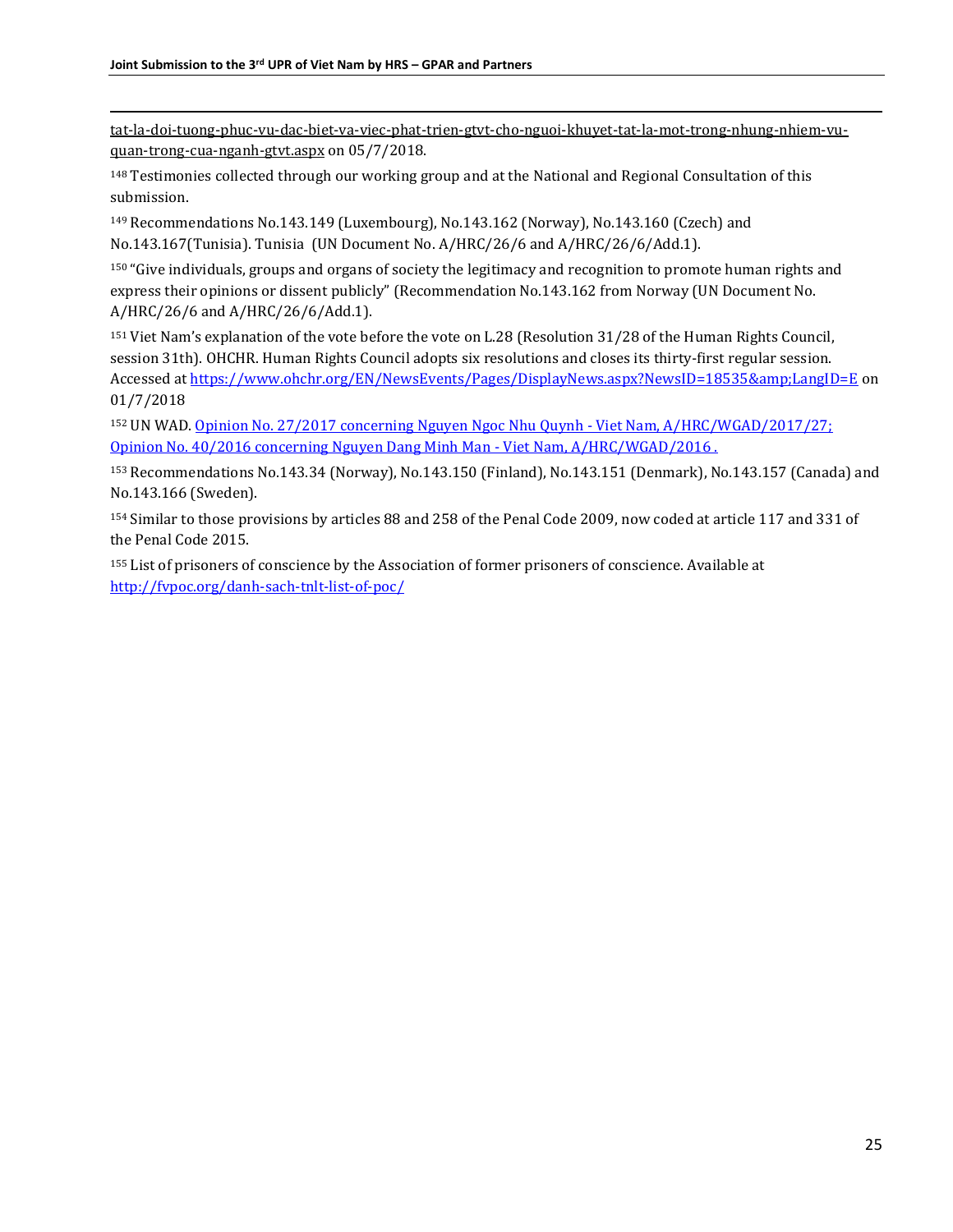tat-la-doi-tuong-phuc-vu-dac-biet-va-viec-phat-trien-gtvt-cho-nguoi-khuyet-tat-la-mot-trong-nhung-nhiem-vu-quan-trong-cua-nganh-gtvt.aspx on 05/7/2018.

[148] Testimonies collected through our working group and at the National and Regional Consultation of this submission.

[149] Recommendations No.143.149 (Luxembourg), No.143.162 (Norway), No.143.160 (Czech) and No.143.167(Tunisia). Tunisia (UN Document No. A/HRC/26/6 and A/HRC/26/6/Add.1).

[150] "Give individuals, groups and organs of society the legitimacy and recognition to promote human rights and express their opinions or dissent publicly" (Recommendation No.143.162 from Norway (UN Document No. A/HRC/26/6 and A/HRC/26/6/Add.1).

[151] Viet Nam's explanation of the vote before the vote on L.28 (Resolution 31/28 of the Human Rights Council, session 31th). OHCHR. Human Rights Council adopts six resolutions and closes its thirty-first regular session. Accessed at https://www.ohchr.org/EN/NewsEvents/Pages/DisplayNews.aspx?NewsID=18535&amp;LangID=E on 01/7/2018

[152] UN WAD. Opinion No. 27/2017 concerning Nguyen Ngoc Nhu Quynh - Viet Nam, A/HRC/WGAD/2017/27; Opinion No. 40/2016 concerning Nguyen Dang Minh Man - Viet Nam, A/HRC/WGAD/2016 .

[153] Recommendations No.143.34 (Norway), No.143.150 (Finland), No.143.151 (Denmark), No.143.157 (Canada) and No.143.166 (Sweden).

[154] Similar to those provisions by articles 88 and 258 of the Penal Code 2009, now coded at article 117 and 331 of the Penal Code 2015.

[155] List of prisoners of conscience by the Association of former prisoners of conscience. Available at http://fvpoc.org/danh-sach-tnlt-list-of-poc/